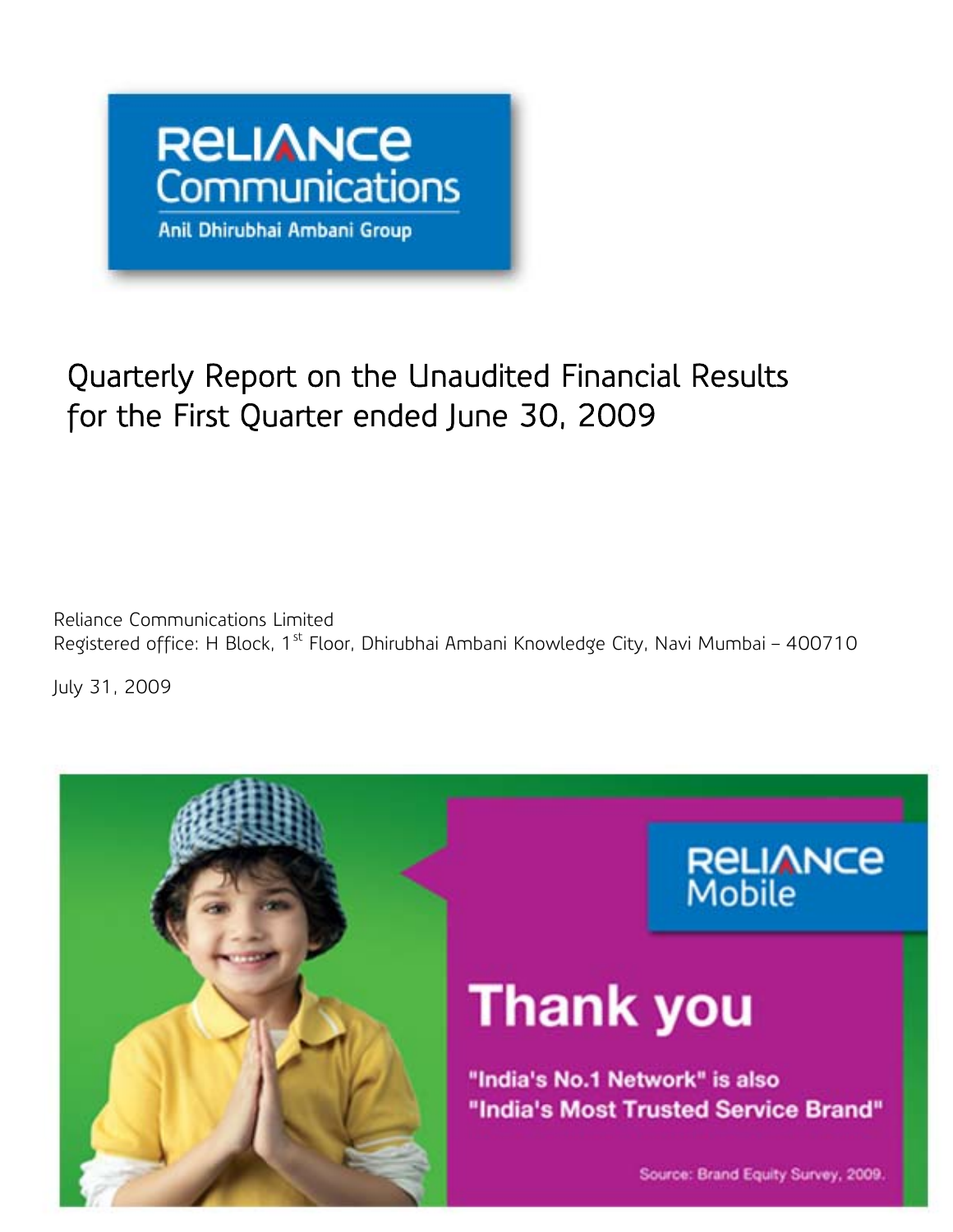# Quarterly Report on the Unaudited Financial Results for the First Quarter ended June 30, 2009

Reliance Communications Limited
Registered office: H Block, 1[st] Floor, Dhirubhai Ambani Knowledge City, Navi Mumbai – 400710

July 31, 2009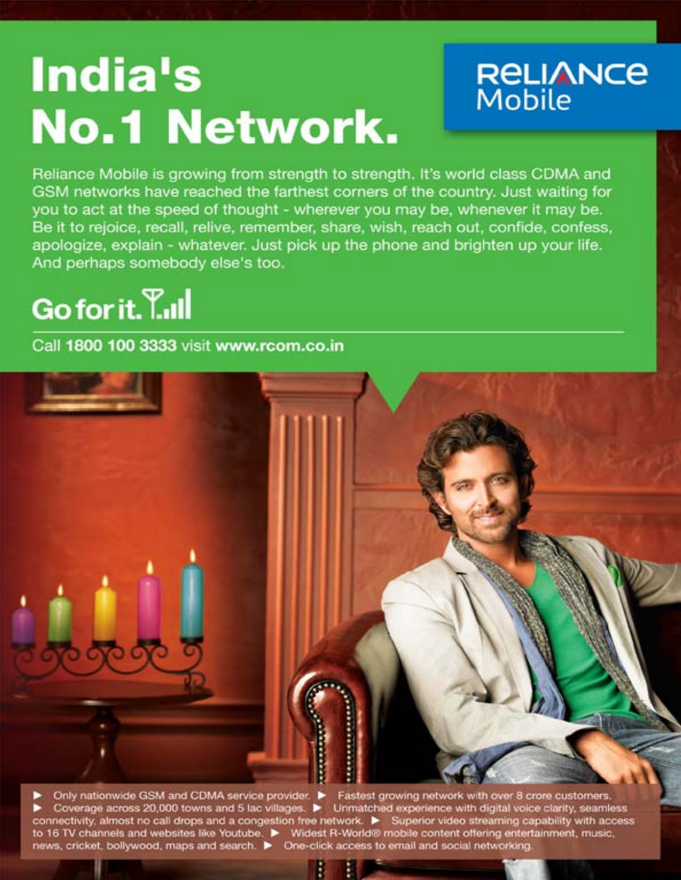# India's No.1 Network.

**RELIANCE Mobile**

Reliance Mobile is growing from strength to strength. It's world class CDMA and GSM networks have reached the farthest corners of the country. Just waiting for you to act at the speed of thought - wherever you may be, whenever it may be. Be it to rejoice, recall, relive, remember, share, wish, reach out, confide, confess, apologize, explain - whatever. Just pick up the phone and brighten up your life. And perhaps somebody else's too.

## Go for it.

Call **1800 100 3333** visit **www.rcom.co.in**

- Only nationwide GSM and CDMA service provider.
- Fastest growing network with over 8 crore customers.
- Coverage across 20,000 towns and 5 lac villages.
- Unmatched experience with digital voice clarity, seamless connectivity, almost no call drops and a congestion free network.
- Superior video streaming capability with access to 16 TV channels and websites like Youtube.
- Widest R-World® mobile content offering entertainment, music, news, cricket, bollywood, maps and search.
- One-click access to email and social networking.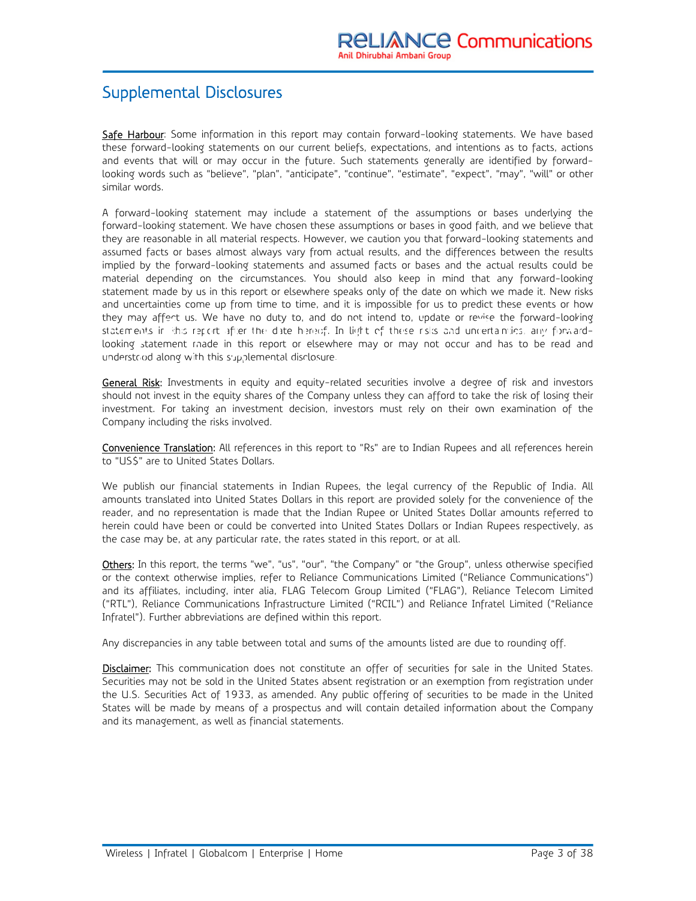# Supplemental Disclosures

<u>Safe Harbour</u>: Some information in this report may contain forward-looking statements. We have based these forward-looking statements on our current beliefs, expectations, and intentions as to facts, actions and events that will or may occur in the future. Such statements generally are identified by forward-looking words such as "believe", "plan", "anticipate", "continue", "estimate", "expect", "may", "will" or other similar words.

A forward-looking statement may include a statement of the assumptions or bases underlying the forward-looking statement. We have chosen these assumptions or bases in good faith, and we believe that they are reasonable in all material respects. However, we caution you that forward-looking statements and assumed facts or bases almost always vary from actual results, and the differences between the results implied by the forward-looking statements and assumed facts or bases and the actual results could be material depending on the circumstances. You should also keep in mind that any forward-looking statement made by us in this report or elsewhere speaks only of the date on which we made it. New risks and uncertainties come up from time to time, and it is impossible for us to predict these events or how they may affect us. We have no duty to, and do not intend to, update or revise the forward-looking statements in this report after the date hereof. In light of these risks and uncertainties, any forward-looking statement made in this report or elsewhere may or may not occur and has to be read and understood along with this supplemental disclosure.

<u>General Risk</u>: Investments in equity and equity-related securities involve a degree of risk and investors should not invest in the equity shares of the Company unless they can afford to take the risk of losing their investment. For taking an investment decision, investors must rely on their own examination of the Company including the risks involved.

<u>Convenience Translation</u>: All references in this report to "Rs" are to Indian Rupees and all references herein to "US$" are to United States Dollars.

We publish our financial statements in Indian Rupees, the legal currency of the Republic of India. All amounts translated into United States Dollars in this report are provided solely for the convenience of the reader, and no representation is made that the Indian Rupee or United States Dollar amounts referred to herein could have been or could be converted into United States Dollars or Indian Rupees respectively, as the case may be, at any particular rate, the rates stated in this report, or at all.

<u>Others</u>: In this report, the terms "we", "us", "our", "the Company" or "the Group", unless otherwise specified or the context otherwise implies, refer to Reliance Communications Limited ("Reliance Communications") and its affiliates, including, inter alia, FLAG Telecom Group Limited ("FLAG"), Reliance Telecom Limited ("RTL"), Reliance Communications Infrastructure Limited ("RCIL") and Reliance Infratel Limited ("Reliance Infratel"). Further abbreviations are defined within this report.

Any discrepancies in any table between total and sums of the amounts listed are due to rounding off.

<u>Disclaimer</u>: This communication does not constitute an offer of securities for sale in the United States. Securities may not be sold in the United States absent registration or an exemption from registration under the U.S. Securities Act of 1933, as amended. Any public offering of securities to be made in the United States will be made by means of a prospectus and will contain detailed information about the Company and its management, as well as financial statements.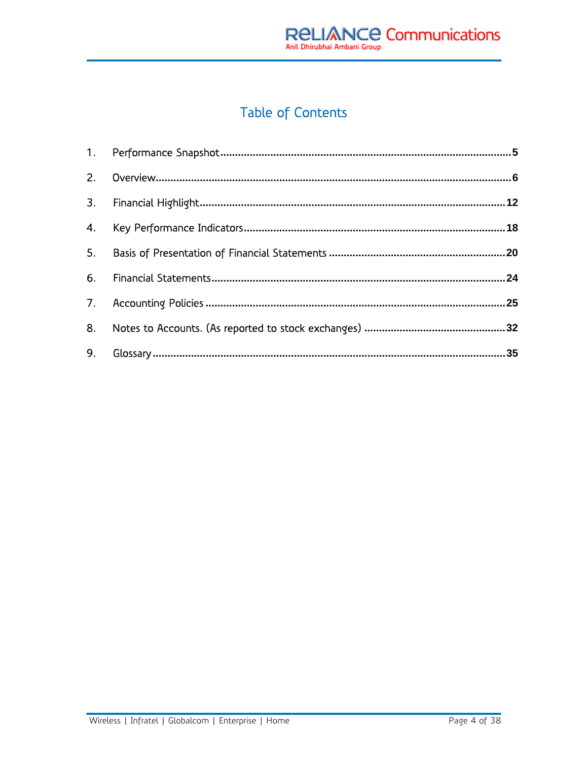# Table of Contents

1. Performance Snapshot .................................................................................................5
2. Overview.......................................................................................................................6
3. Financial Highlight.......................................................................................................12
4. Key Performance Indicators.......................................................................................18
5. Basis of Presentation of Financial Statements ..........................................................20
6. Financial Statements..................................................................................................24
7. Accounting Policies ....................................................................................................25
8. Notes to Accounts. (As reported to stock exchanges) ...............................................32
9. Glossary......................................................................................................................35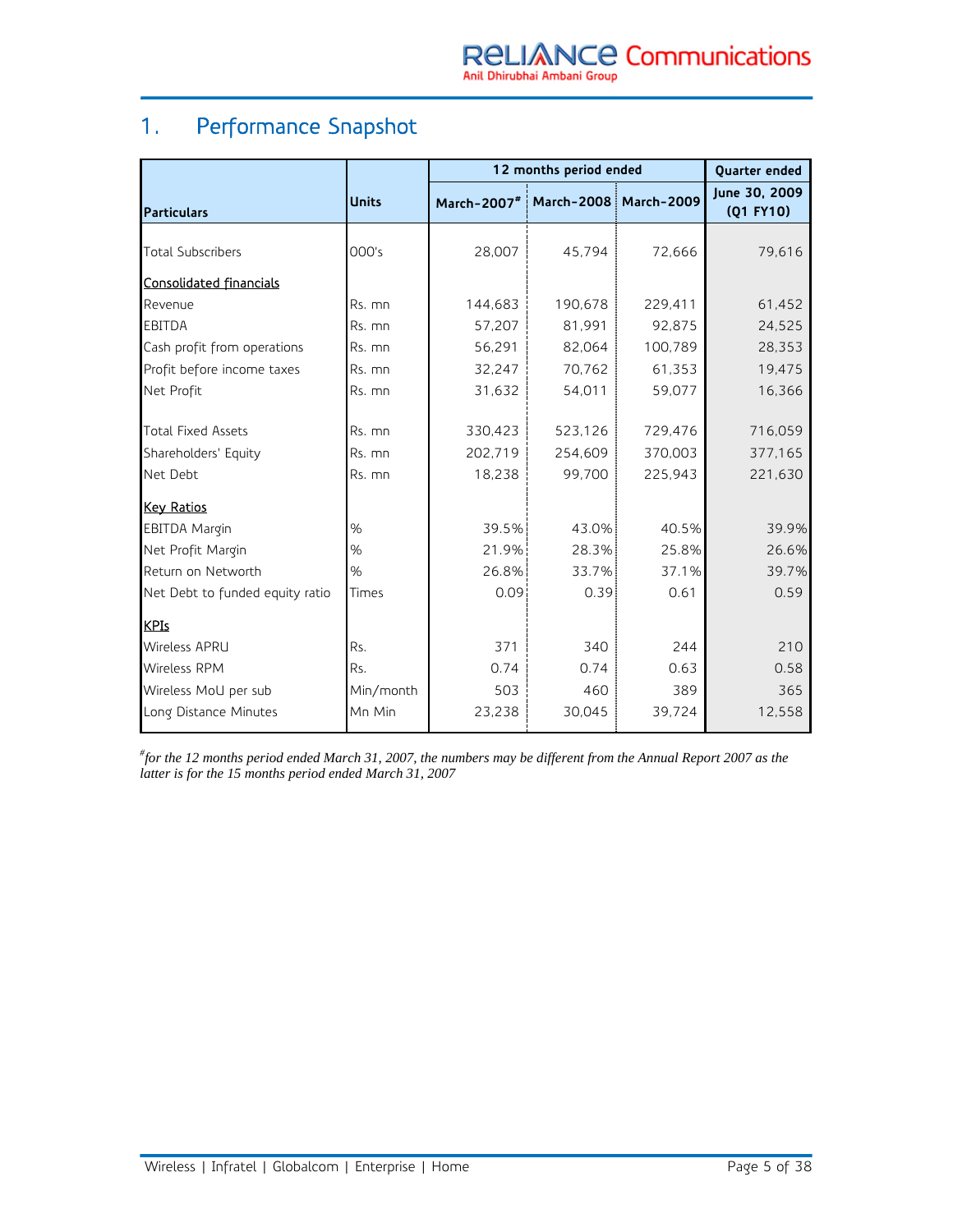## 1. Performance Snapshot

| Particulars | Units | 12 months period ended | | | Quarter ended |
|---|---|---|---|---|---|
| | | March-2007# | March-2008 | March-2009 | June 30, 2009 (Q1 FY10) |
| Total Subscribers | 000's | 28,007 | 45,794 | 72,666 | 79,616 |
| Consolidated financials | | | | | |
| Revenue | Rs. mn | 144,683 | 190,678 | 229,411 | 61,452 |
| EBITDA | Rs. mn | 57,207 | 81,991 | 92,875 | 24,525 |
| Cash profit from operations | Rs. mn | 56,291 | 82,064 | 100,789 | 28,353 |
| Profit before income taxes | Rs. mn | 32,247 | 70,762 | 61,353 | 19,475 |
| Net Profit | Rs. mn | 31,632 | 54,011 | 59,077 | 16,366 |
| Total Fixed Assets | Rs. mn | 330,423 | 523,126 | 729,476 | 716,059 |
| Shareholders' Equity | Rs. mn | 202,719 | 254,609 | 370,003 | 377,165 |
| Net Debt | Rs. mn | 18,238 | 99,700 | 225,943 | 221,630 |
| Key Ratios | | | | | |
| EBITDA Margin | % | 39.5% | 43.0% | 40.5% | 39.9% |
| Net Profit Margin | % | 21.9% | 28.3% | 25.8% | 26.6% |
| Return on Networth | % | 26.8% | 33.7% | 37.1% | 39.7% |
| Net Debt to funded equity ratio | Times | 0.09 | 0.39 | 0.61 | 0.59 |
| KPIs | | | | | |
| Wireless APRU | Rs. | 371 | 340 | 244 | 210 |
| Wireless RPM | Rs. | 0.74 | 0.74 | 0.63 | 0.58 |
| Wireless MoU per sub | Min/month | 503 | 460 | 389 | 365 |
| Long Distance Minutes | Mn Min | 23,238 | 30,045 | 39,724 | 12,558 |

*#for the 12 months period ended March 31, 2007, the numbers may be different from the Annual Report 2007 as the latter is for the 15 months period ended March 31, 2007*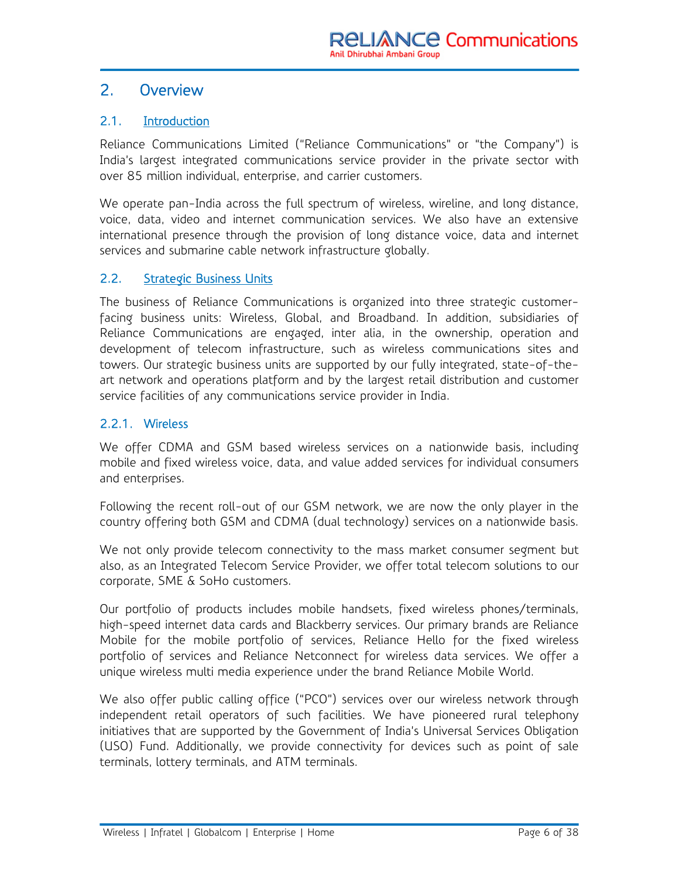## 2. Overview

### 2.1. Introduction

Reliance Communications Limited ("Reliance Communications" or "the Company") is India's largest integrated communications service provider in the private sector with over 85 million individual, enterprise, and carrier customers.

We operate pan-India across the full spectrum of wireless, wireline, and long distance, voice, data, video and internet communication services. We also have an extensive international presence through the provision of long distance voice, data and internet services and submarine cable network infrastructure globally.

### 2.2. Strategic Business Units

The business of Reliance Communications is organized into three strategic customer-facing business units: Wireless, Global, and Broadband. In addition, subsidiaries of Reliance Communications are engaged, inter alia, in the ownership, operation and development of telecom infrastructure, such as wireless communications sites and towers. Our strategic business units are supported by our fully integrated, state-of-the-art network and operations platform and by the largest retail distribution and customer service facilities of any communications service provider in India.

#### 2.2.1. Wireless

We offer CDMA and GSM based wireless services on a nationwide basis, including mobile and fixed wireless voice, data, and value added services for individual consumers and enterprises.

Following the recent roll-out of our GSM network, we are now the only player in the country offering both GSM and CDMA (dual technology) services on a nationwide basis.

We not only provide telecom connectivity to the mass market consumer segment but also, as an Integrated Telecom Service Provider, we offer total telecom solutions to our corporate, SME & SoHo customers.

Our portfolio of products includes mobile handsets, fixed wireless phones/terminals, high-speed internet data cards and Blackberry services. Our primary brands are Reliance Mobile for the mobile portfolio of services, Reliance Hello for the fixed wireless portfolio of services and Reliance Netconnect for wireless data services. We offer a unique wireless multi media experience under the brand Reliance Mobile World.

We also offer public calling office ("PCO") services over our wireless network through independent retail operators of such facilities. We have pioneered rural telephony initiatives that are supported by the Government of India's Universal Services Obligation (USO) Fund. Additionally, we provide connectivity for devices such as point of sale terminals, lottery terminals, and ATM terminals.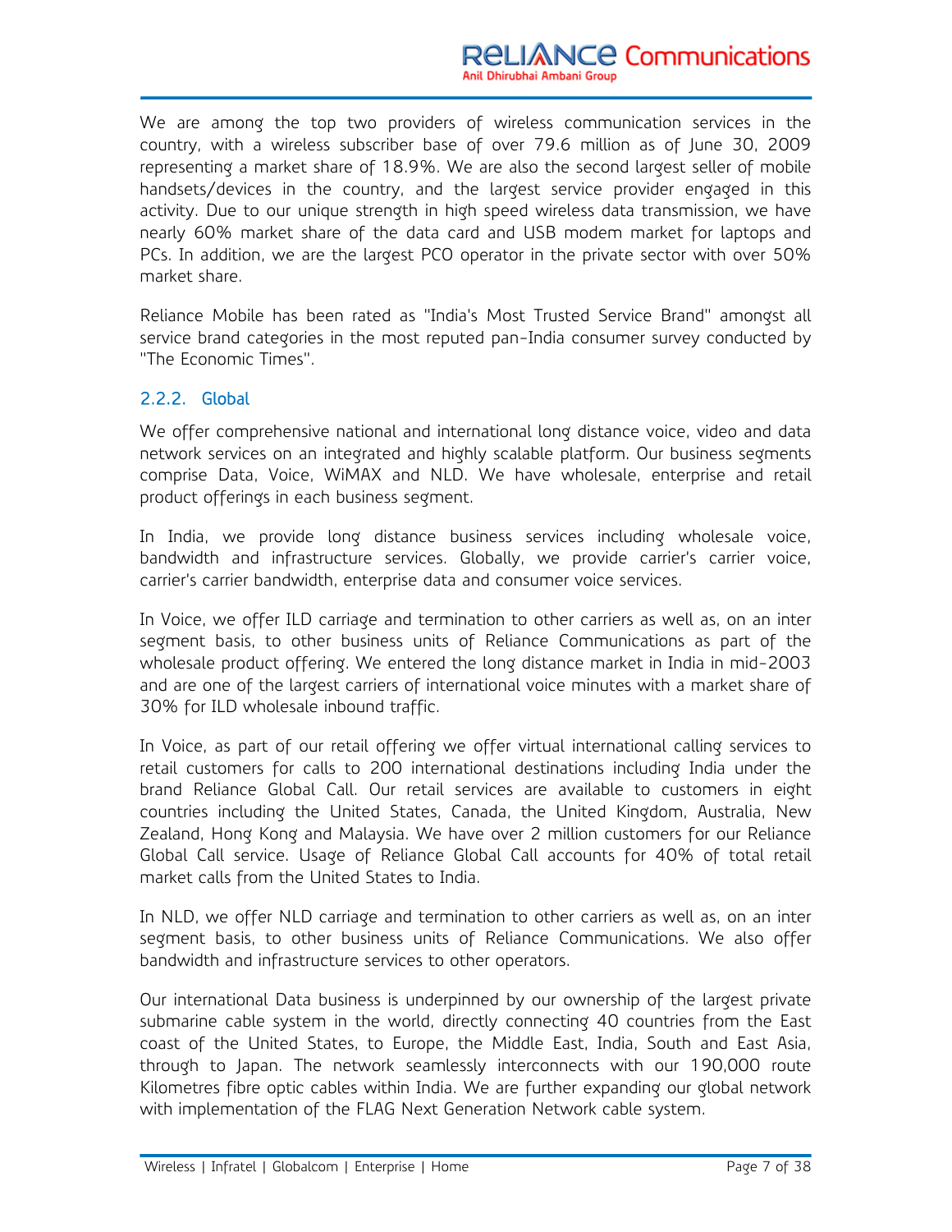We are among the top two providers of wireless communication services in the country, with a wireless subscriber base of over 79.6 million as of June 30, 2009 representing a market share of 18.9%. We are also the second largest seller of mobile handsets/devices in the country, and the largest service provider engaged in this activity. Due to our unique strength in high speed wireless data transmission, we have nearly 60% market share of the data card and USB modem market for laptops and PCs. In addition, we are the largest PCO operator in the private sector with over 50% market share.

Reliance Mobile has been rated as "India's Most Trusted Service Brand" amongst all service brand categories in the most reputed pan-India consumer survey conducted by "The Economic Times".

### 2.2.2. Global

We offer comprehensive national and international long distance voice, video and data network services on an integrated and highly scalable platform. Our business segments comprise Data, Voice, WiMAX and NLD. We have wholesale, enterprise and retail product offerings in each business segment.

In India, we provide long distance business services including wholesale voice, bandwidth and infrastructure services. Globally, we provide carrier's carrier voice, carrier's carrier bandwidth, enterprise data and consumer voice services.

In Voice, we offer ILD carriage and termination to other carriers as well as, on an inter segment basis, to other business units of Reliance Communications as part of the wholesale product offering. We entered the long distance market in India in mid-2003 and are one of the largest carriers of international voice minutes with a market share of 30% for ILD wholesale inbound traffic.

In Voice, as part of our retail offering we offer virtual international calling services to retail customers for calls to 200 international destinations including India under the brand Reliance Global Call. Our retail services are available to customers in eight countries including the United States, Canada, the United Kingdom, Australia, New Zealand, Hong Kong and Malaysia. We have over 2 million customers for our Reliance Global Call service. Usage of Reliance Global Call accounts for 40% of total retail market calls from the United States to India.

In NLD, we offer NLD carriage and termination to other carriers as well as, on an inter segment basis, to other business units of Reliance Communications. We also offer bandwidth and infrastructure services to other operators.

Our international Data business is underpinned by our ownership of the largest private submarine cable system in the world, directly connecting 40 countries from the East coast of the United States, to Europe, the Middle East, India, South and East Asia, through to Japan. The network seamlessly interconnects with our 190,000 route Kilometres fibre optic cables within India. We are further expanding our global network with implementation of the FLAG Next Generation Network cable system.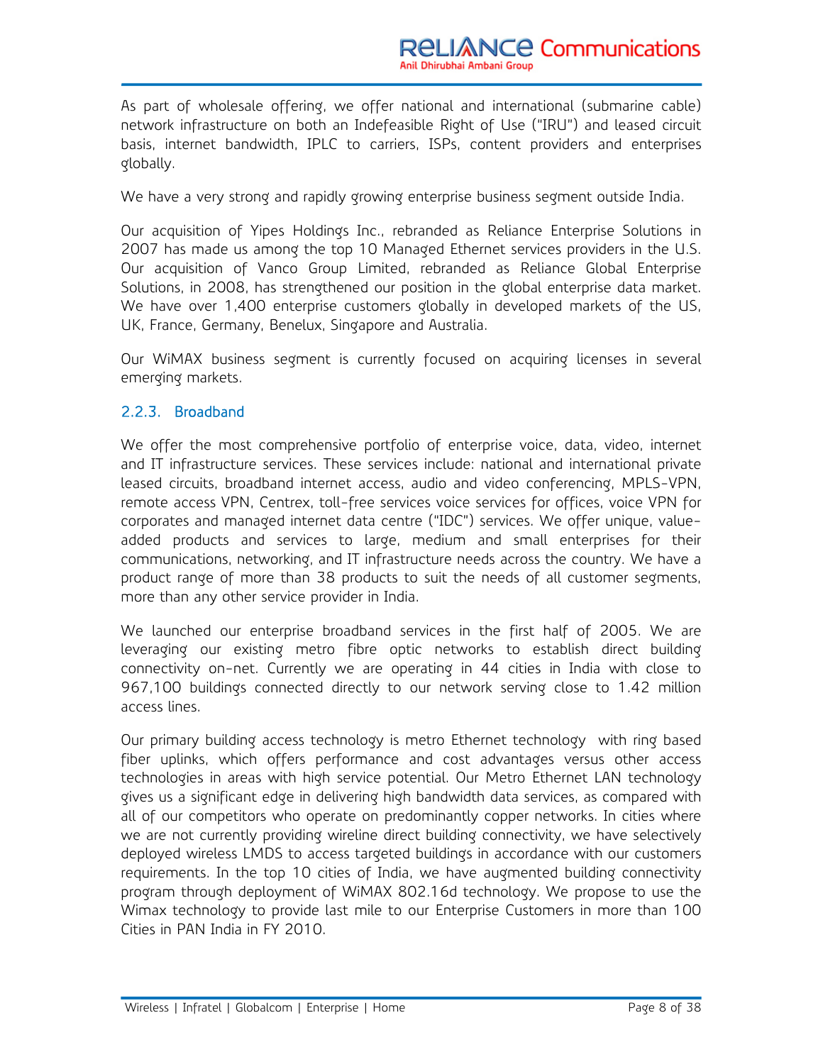As part of wholesale offering, we offer national and international (submarine cable) network infrastructure on both an Indefeasible Right of Use ("IRU") and leased circuit basis, internet bandwidth, IPLC to carriers, ISPs, content providers and enterprises globally.

We have a very strong and rapidly growing enterprise business segment outside India.

Our acquisition of Yipes Holdings Inc., rebranded as Reliance Enterprise Solutions in 2007 has made us among the top 10 Managed Ethernet services providers in the U.S. Our acquisition of Vanco Group Limited, rebranded as Reliance Global Enterprise Solutions, in 2008, has strengthened our position in the global enterprise data market. We have over 1,400 enterprise customers globally in developed markets of the US, UK, France, Germany, Benelux, Singapore and Australia.

Our WiMAX business segment is currently focused on acquiring licenses in several emerging markets.

### 2.2.3. Broadband

We offer the most comprehensive portfolio of enterprise voice, data, video, internet and IT infrastructure services. These services include: national and international private leased circuits, broadband internet access, audio and video conferencing, MPLS-VPN, remote access VPN, Centrex, toll-free services voice services for offices, voice VPN for corporates and managed internet data centre ("IDC") services. We offer unique, value-added products and services to large, medium and small enterprises for their communications, networking, and IT infrastructure needs across the country. We have a product range of more than 38 products to suit the needs of all customer segments, more than any other service provider in India.

We launched our enterprise broadband services in the first half of 2005. We are leveraging our existing metro fibre optic networks to establish direct building connectivity on-net. Currently we are operating in 44 cities in India with close to 967,100 buildings connected directly to our network serving close to 1.42 million access lines.

Our primary building access technology is metro Ethernet technology with ring based fiber uplinks, which offers performance and cost advantages versus other access technologies in areas with high service potential. Our Metro Ethernet LAN technology gives us a significant edge in delivering high bandwidth data services, as compared with all of our competitors who operate on predominantly copper networks. In cities where we are not currently providing wireline direct building connectivity, we have selectively deployed wireless LMDS to access targeted buildings in accordance with our customers requirements. In the top 10 cities of India, we have augmented building connectivity program through deployment of WiMAX 802.16d technology. We propose to use the Wimax technology to provide last mile to our Enterprise Customers in more than 100 Cities in PAN India in FY 2010.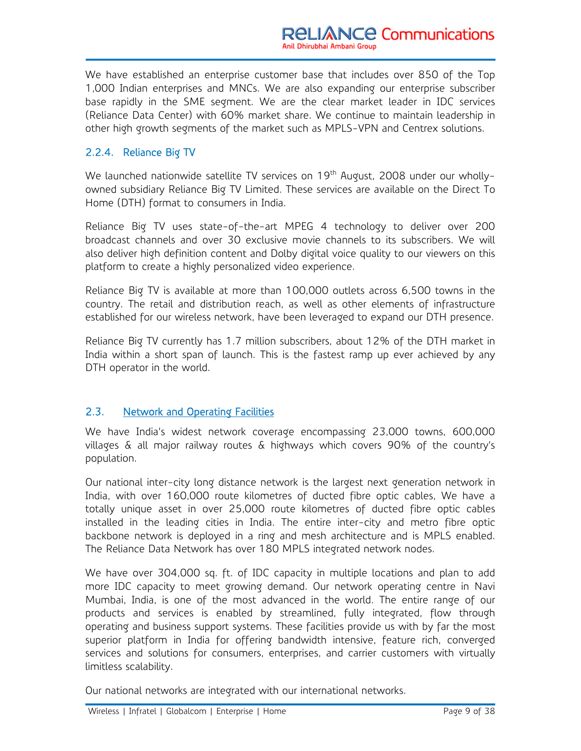We have established an enterprise customer base that includes over 850 of the Top 1,000 Indian enterprises and MNCs. We are also expanding our enterprise subscriber base rapidly in the SME segment. We are the clear market leader in IDC services (Reliance Data Center) with 60% market share. We continue to maintain leadership in other high growth segments of the market such as MPLS-VPN and Centrex solutions.

### 2.2.4. Reliance Big TV

We launched nationwide satellite TV services on 19th August, 2008 under our wholly-owned subsidiary Reliance Big TV Limited. These services are available on the Direct To Home (DTH) format to consumers in India.

Reliance Big TV uses state-of-the-art MPEG 4 technology to deliver over 200 broadcast channels and over 30 exclusive movie channels to its subscribers. We will also deliver high definition content and Dolby digital voice quality to our viewers on this platform to create a highly personalized video experience.

Reliance Big TV is available at more than 100,000 outlets across 6,500 towns in the country. The retail and distribution reach, as well as other elements of infrastructure established for our wireless network, have been leveraged to expand our DTH presence.

Reliance Big TV currently has 1.7 million subscribers, about 12% of the DTH market in India within a short span of launch. This is the fastest ramp up ever achieved by any DTH operator in the world.

## 2.3. Network and Operating Facilities

We have India's widest network coverage encompassing 23,000 towns, 600,000 villages & all major railway routes & highways which covers 90% of the country's population.

Our national inter-city long distance network is the largest next generation network in India, with over 160,000 route kilometres of ducted fibre optic cables, We have a totally unique asset in over 25,000 route kilometres of ducted fibre optic cables installed in the leading cities in India. The entire inter-city and metro fibre optic backbone network is deployed in a ring and mesh architecture and is MPLS enabled. The Reliance Data Network has over 180 MPLS integrated network nodes.

We have over 304,000 sq. ft. of IDC capacity in multiple locations and plan to add more IDC capacity to meet growing demand. Our network operating centre in Navi Mumbai, India, is one of the most advanced in the world. The entire range of our products and services is enabled by streamlined, fully integrated, flow through operating and business support systems. These facilities provide us with by far the most superior platform in India for offering bandwidth intensive, feature rich, converged services and solutions for consumers, enterprises, and carrier customers with virtually limitless scalability.

Our national networks are integrated with our international networks.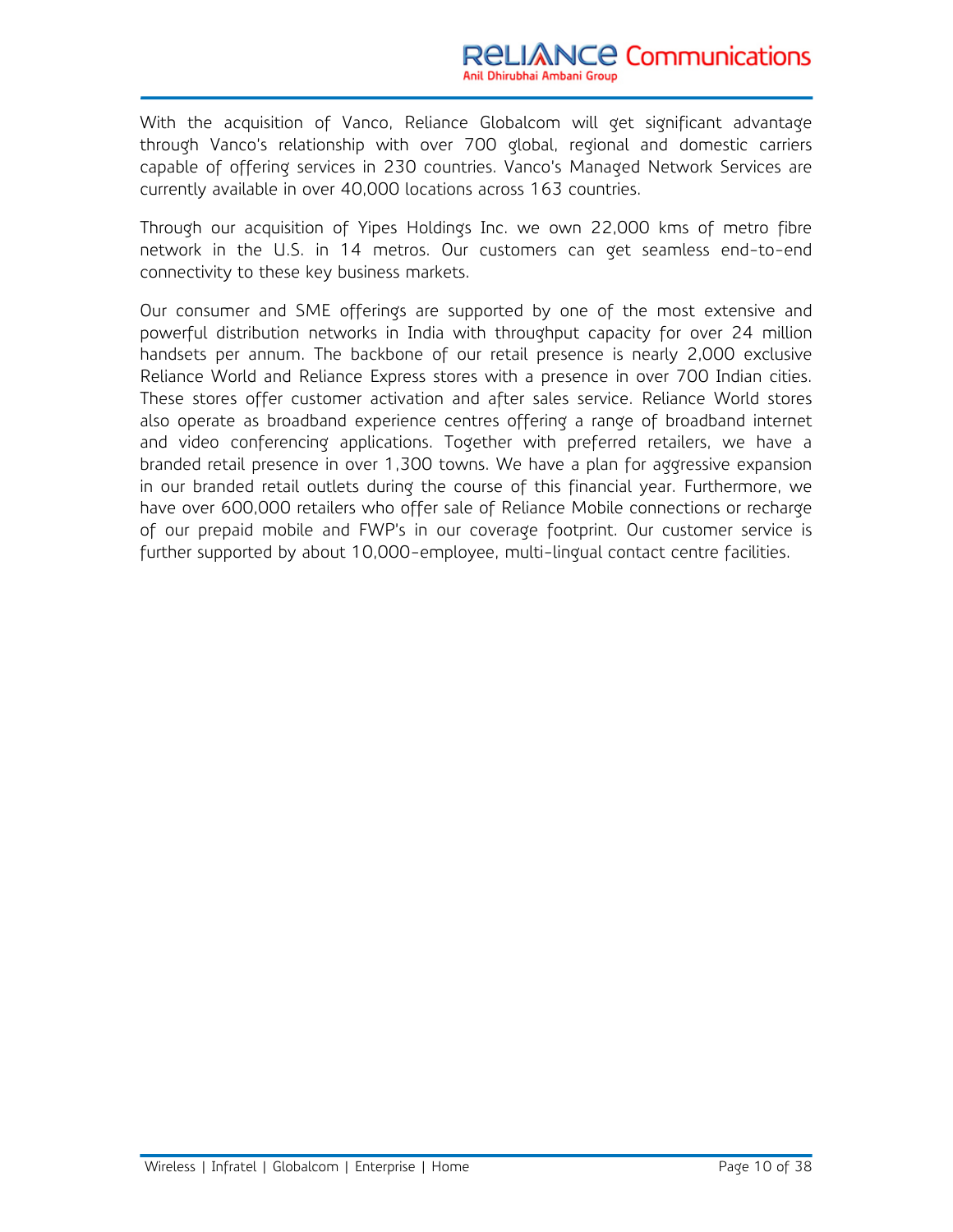With the acquisition of Vanco, Reliance Globalcom will get significant advantage through Vanco's relationship with over 700 global, regional and domestic carriers capable of offering services in 230 countries. Vanco's Managed Network Services are currently available in over 40,000 locations across 163 countries.

Through our acquisition of Yipes Holdings Inc. we own 22,000 kms of metro fibre network in the U.S. in 14 metros. Our customers can get seamless end-to-end connectivity to these key business markets.

Our consumer and SME offerings are supported by one of the most extensive and powerful distribution networks in India with throughput capacity for over 24 million handsets per annum. The backbone of our retail presence is nearly 2,000 exclusive Reliance World and Reliance Express stores with a presence in over 700 Indian cities. These stores offer customer activation and after sales service. Reliance World stores also operate as broadband experience centres offering a range of broadband internet and video conferencing applications. Together with preferred retailers, we have a branded retail presence in over 1,300 towns. We have a plan for aggressive expansion in our branded retail outlets during the course of this financial year. Furthermore, we have over 600,000 retailers who offer sale of Reliance Mobile connections or recharge of our prepaid mobile and FWP's in our coverage footprint. Our customer service is further supported by about 10,000-employee, multi-lingual contact centre facilities.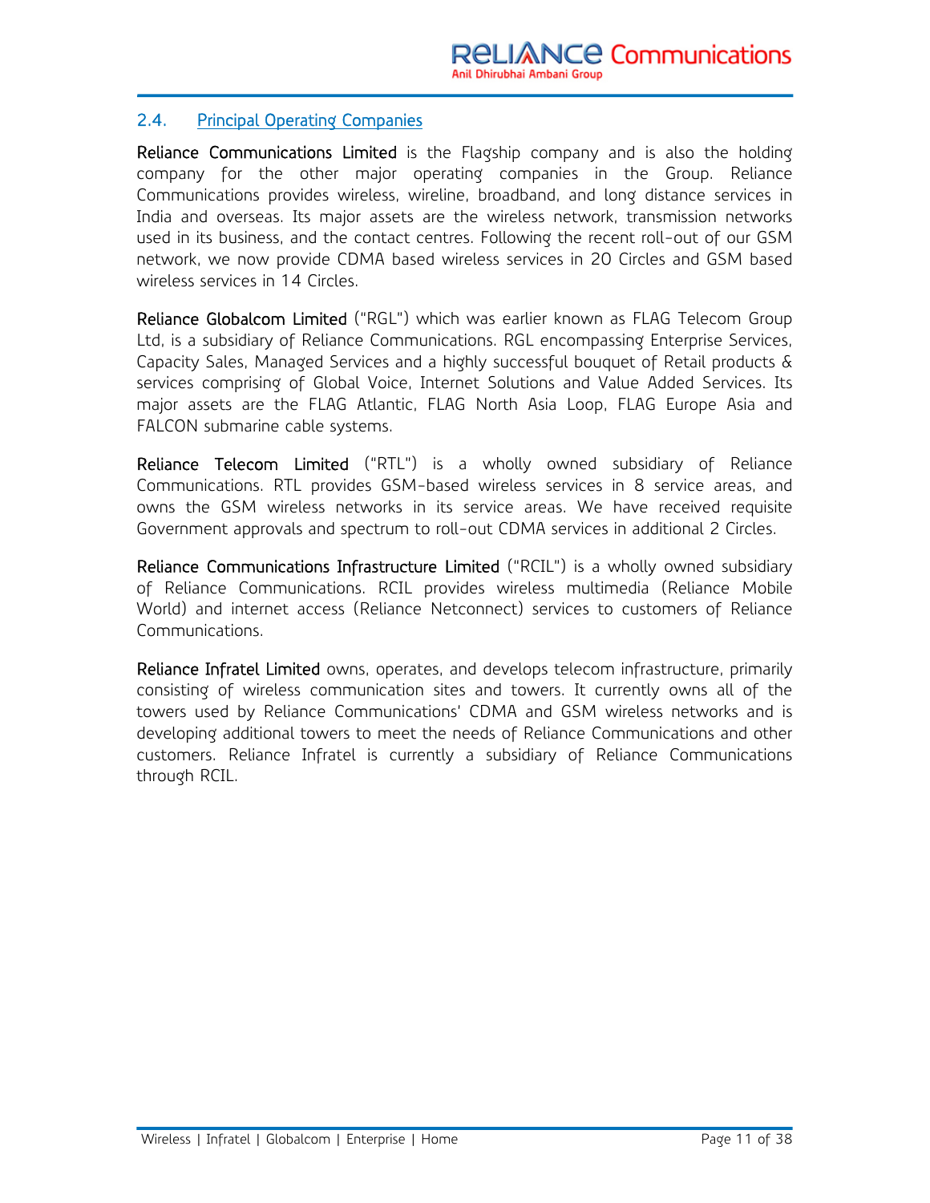## 2.4. Principal Operating Companies

**Reliance Communications Limited** is the Flagship company and is also the holding company for the other major operating companies in the Group. Reliance Communications provides wireless, wireline, broadband, and long distance services in India and overseas. Its major assets are the wireless network, transmission networks used in its business, and the contact centres. Following the recent roll-out of our GSM network, we now provide CDMA based wireless services in 20 Circles and GSM based wireless services in 14 Circles.

**Reliance Globalcom Limited** ("RGL") which was earlier known as FLAG Telecom Group Ltd, is a subsidiary of Reliance Communications. RGL encompassing Enterprise Services, Capacity Sales, Managed Services and a highly successful bouquet of Retail products & services comprising of Global Voice, Internet Solutions and Value Added Services. Its major assets are the FLAG Atlantic, FLAG North Asia Loop, FLAG Europe Asia and FALCON submarine cable systems.

**Reliance Telecom Limited** ("RTL") is a wholly owned subsidiary of Reliance Communications. RTL provides GSM-based wireless services in 8 service areas, and owns the GSM wireless networks in its service areas. We have received requisite Government approvals and spectrum to roll-out CDMA services in additional 2 Circles.

**Reliance Communications Infrastructure Limited** ("RCIL") is a wholly owned subsidiary of Reliance Communications. RCIL provides wireless multimedia (Reliance Mobile World) and internet access (Reliance Netconnect) services to customers of Reliance Communications.

**Reliance Infratel Limited** owns, operates, and develops telecom infrastructure, primarily consisting of wireless communication sites and towers. It currently owns all of the towers used by Reliance Communications' CDMA and GSM wireless networks and is developing additional towers to meet the needs of Reliance Communications and other customers. Reliance Infratel is currently a subsidiary of Reliance Communications through RCIL.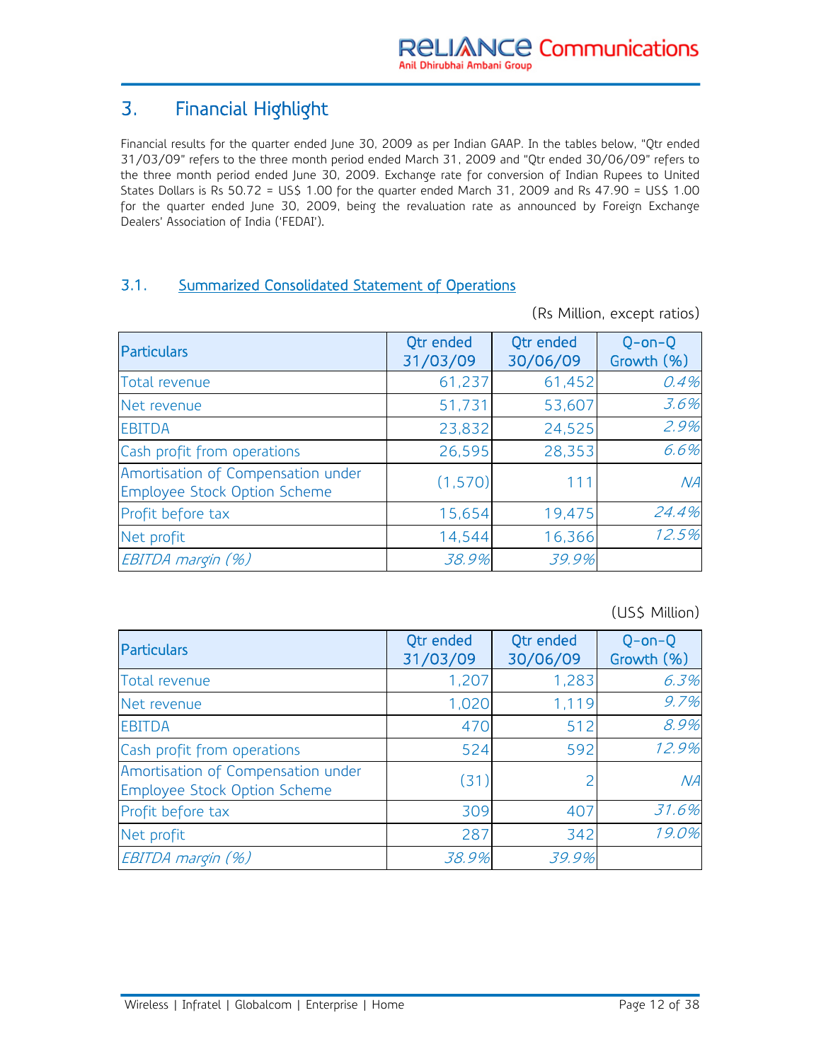# 3. Financial Highlight

Financial results for the quarter ended June 30, 2009 as per Indian GAAP. In the tables below, "Qtr ended 31/03/09" refers to the three month period ended March 31, 2009 and "Qtr ended 30/06/09" refers to the three month period ended June 30, 2009. Exchange rate for conversion of Indian Rupees to United States Dollars is Rs 50.72 = US$ 1.00 for the quarter ended March 31, 2009 and Rs 47.90 = US$ 1.00 for the quarter ended June 30, 2009, being the revaluation rate as announced by Foreign Exchange Dealers' Association of India ('FEDAI').

## 3.1. Summarized Consolidated Statement of Operations

(Rs Million, except ratios)

| Particulars | Qtr ended 31/03/09 | Qtr ended 30/06/09 | Q-on-Q Growth (%) |
|---|---|---|---|
| Total revenue | 61,237 | 61,452 | *0.4%* |
| Net revenue | 51,731 | 53,607 | *3.6%* |
| EBITDA | 23,832 | 24,525 | *2.9%* |
| Cash profit from operations | 26,595 | 28,353 | *6.6%* |
| Amortisation of Compensation under Employee Stock Option Scheme | (1,570) | 111 | *NA* |
| Profit before tax | 15,654 | 19,475 | *24.4%* |
| Net profit | 14,544 | 16,366 | *12.5%* |
| *EBITDA margin (%)* | *38.9%* | *39.9%* | |

(US$ Million)

| Particulars | Qtr ended 31/03/09 | Qtr ended 30/06/09 | Q-on-Q Growth (%) |
|---|---|---|---|
| Total revenue | 1,207 | 1,283 | *6.3%* |
| Net revenue | 1,020 | 1,119 | *9.7%* |
| EBITDA | 470 | 512 | *8.9%* |
| Cash profit from operations | 524 | 592 | *12.9%* |
| Amortisation of Compensation under Employee Stock Option Scheme | (31) | 2 | *NA* |
| Profit before tax | 309 | 407 | *31.6%* |
| Net profit | 287 | 342 | *19.0%* |
| *EBITDA margin (%)* | *38.9%* | *39.9%* | |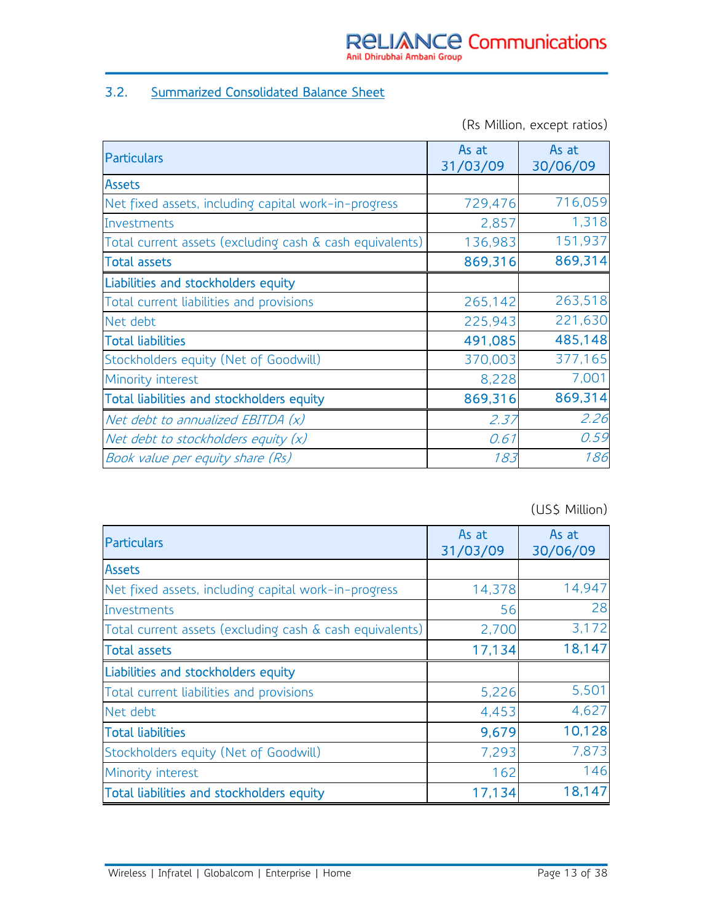## 3.2. Summarized Consolidated Balance Sheet

(Rs Million, except ratios)

| Particulars | As at 31/03/09 | As at 30/06/09 |
|---|---|---|
| **Assets** | | |
| Net fixed assets, including capital work-in-progress | 729,476 | 716,059 |
| Investments | 2,857 | 1,318 |
| Total current assets (excluding cash & cash equivalents) | 136,983 | 151,937 |
| **Total assets** | **869,316** | **869,314** |
| **Liabilities and stockholders equity** | | |
| Total current liabilities and provisions | 265,142 | 263,518 |
| Net debt | 225,943 | 221,630 |
| **Total liabilities** | **491,085** | **485,148** |
| Stockholders equity (Net of Goodwill) | 370,003 | 377,165 |
| Minority interest | 8,228 | 7,001 |
| **Total liabilities and stockholders equity** | **869,316** | **869,314** |
| *Net debt to annualized EBITDA (x)* | *2.37* | *2.26* |
| *Net debt to stockholders equity (x)* | *0.61* | *0.59* |
| *Book value per equity share (Rs)* | *183* | *186* |

(US$ Million)

| Particulars | As at 31/03/09 | As at 30/06/09 |
|---|---|---|
| **Assets** | | |
| Net fixed assets, including capital work-in-progress | 14,378 | 14,947 |
| Investments | 56 | 28 |
| Total current assets (excluding cash & cash equivalents) | 2,700 | 3,172 |
| **Total assets** | **17,134** | **18,147** |
| **Liabilities and stockholders equity** | | |
| Total current liabilities and provisions | 5,226 | 5,501 |
| Net debt | 4,453 | 4,627 |
| **Total liabilities** | **9,679** | **10,128** |
| Stockholders equity (Net of Goodwill) | 7,293 | 7,873 |
| Minority interest | 162 | 146 |
| **Total liabilities and stockholders equity** | **17,134** | **18,147** |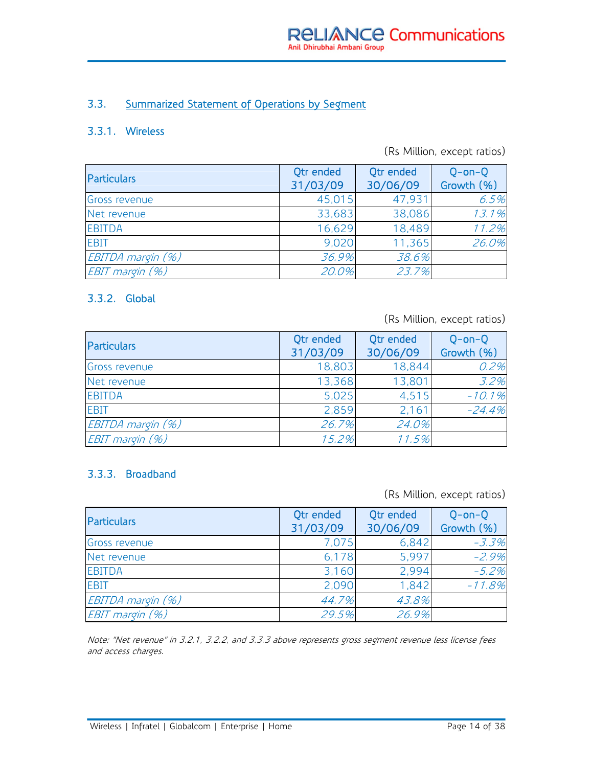## 3.3. Summarized Statement of Operations by Segment

### 3.3.1. Wireless

(Rs Million, except ratios)

| Particulars | Qtr ended 31/03/09 | Qtr ended 30/06/09 | Q-on-Q Growth (%) |
|---|---|---|---|
| Gross revenue | 45,015 | 47,931 | *6.5%* |
| Net revenue | 33,683 | 38,086 | *13.1%* |
| EBITDA | 16,629 | 18,489 | *11.2%* |
| EBIT | 9,020 | 11,365 | *26.0%* |
| *EBITDA margin (%)* | *36.9%* | *38.6%* | |
| *EBIT margin (%)* | *20.0%* | *23.7%* | |

### 3.3.2. Global

(Rs Million, except ratios)

| Particulars | Qtr ended 31/03/09 | Qtr ended 30/06/09 | Q-on-Q Growth (%) |
|---|---|---|---|
| Gross revenue | 18,803 | 18,844 | *0.2%* |
| Net revenue | 13,368 | 13,801 | *3.2%* |
| EBITDA | 5,025 | 4,515 | *-10.1%* |
| EBIT | 2,859 | 2,161 | *-24.4%* |
| *EBITDA margin (%)* | *26.7%* | *24.0%* | |
| *EBIT margin (%)* | *15.2%* | *11.5%* | |

### 3.3.3. Broadband

(Rs Million, except ratios)

| Particulars | Qtr ended 31/03/09 | Qtr ended 30/06/09 | Q-on-Q Growth (%) |
|---|---|---|---|
| Gross revenue | 7,075 | 6,842 | *-3.3%* |
| Net revenue | 6,178 | 5,997 | *-2.9%* |
| EBITDA | 3,160 | 2,994 | *-5.2%* |
| EBIT | 2,090 | 1,842 | *-11.8%* |
| *EBITDA margin (%)* | *44.7%* | *43.8%* | |
| *EBIT margin (%)* | *29.5%* | *26.9%* | |

*Note: "Net revenue" in 3.2.1, 3.2.2, and 3.3.3 above represents gross segment revenue less license fees and access charges.*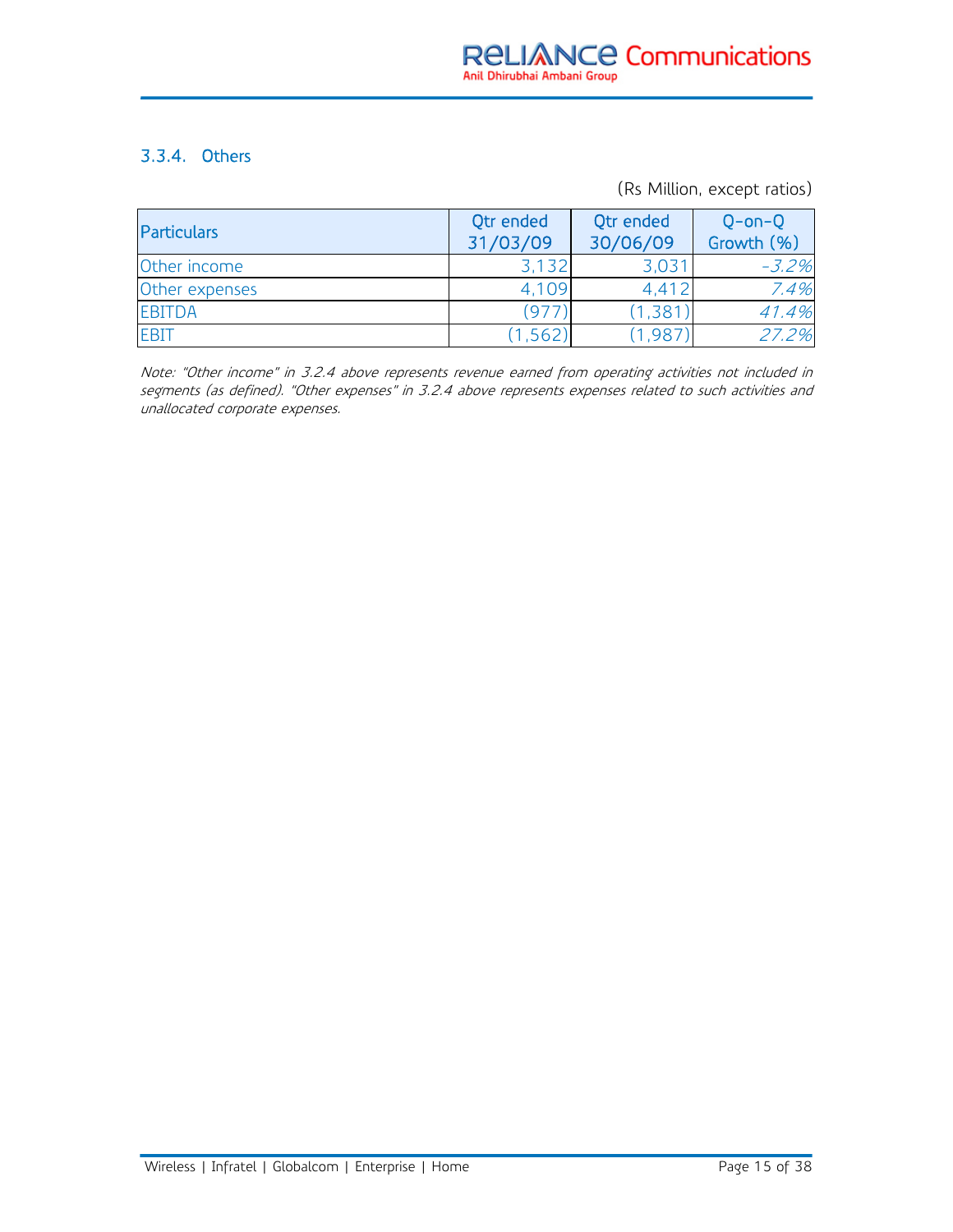### 3.3.4. Others

(Rs Million, except ratios)

| Particulars | Qtr ended 31/03/09 | Qtr ended 30/06/09 | Q-on-Q Growth (%) |
|---|---|---|---|
| Other income | 3,132 | 3,031 | *-3.2%* |
| Other expenses | 4,109 | 4,412 | *7.4%* |
| EBITDA | (977) | (1,381) | *41.4%* |
| EBIT | (1,562) | (1,987) | *27.2%* |

*Note: "Other income" in 3.2.4 above represents revenue earned from operating activities not included in segments (as defined). "Other expenses" in 3.2.4 above represents expenses related to such activities and unallocated corporate expenses.*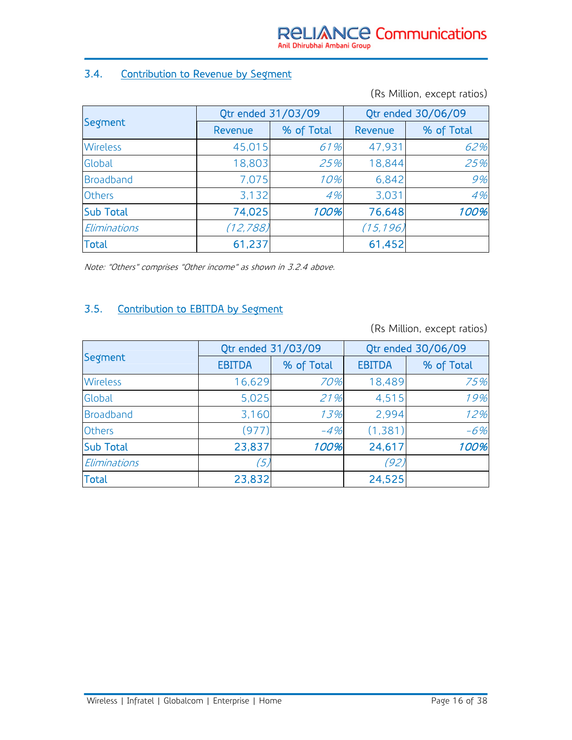### 3.4. Contribution to Revenue by Segment

(Rs Million, except ratios)

| Segment | Qtr ended 31/03/09 | | Qtr ended 30/06/09 | |
|---|---|---|---|---|
| | Revenue | % of Total | Revenue | % of Total |
| Wireless | 45,015 | *61%* | 47,931 | *62%* |
| Global | 18,803 | *25%* | 18,844 | *25%* |
| Broadband | 7,075 | *10%* | 6,842 | *9%* |
| Others | 3,132 | *4%* | 3,031 | *4%* |
| **Sub Total** | **74,025** | ***100%*** | **76,648** | ***100%*** |
| *Eliminations* | *(12,788)* | | *(15,196)* | |
| **Total** | **61,237** | | **61,452** | |

*Note: "Others" comprises "Other income" as shown in 3.2.4 above.*

### 3.5. Contribution to EBITDA by Segment

(Rs Million, except ratios)

| Segment | Qtr ended 31/03/09 | | Qtr ended 30/06/09 | |
|---|---|---|---|---|
| | EBITDA | % of Total | EBITDA | % of Total |
| Wireless | 16,629 | *70%* | 18,489 | *75%* |
| Global | 5,025 | *21%* | 4,515 | *19%* |
| Broadband | 3,160 | *13%* | 2,994 | *12%* |
| Others | (977) | *-4%* | (1,381) | *-6%* |
| **Sub Total** | **23,837** | ***100%*** | **24,617** | ***100%*** |
| *Eliminations* | *(5)* | | *(92)* | |
| **Total** | **23,832** | | **24,525** | |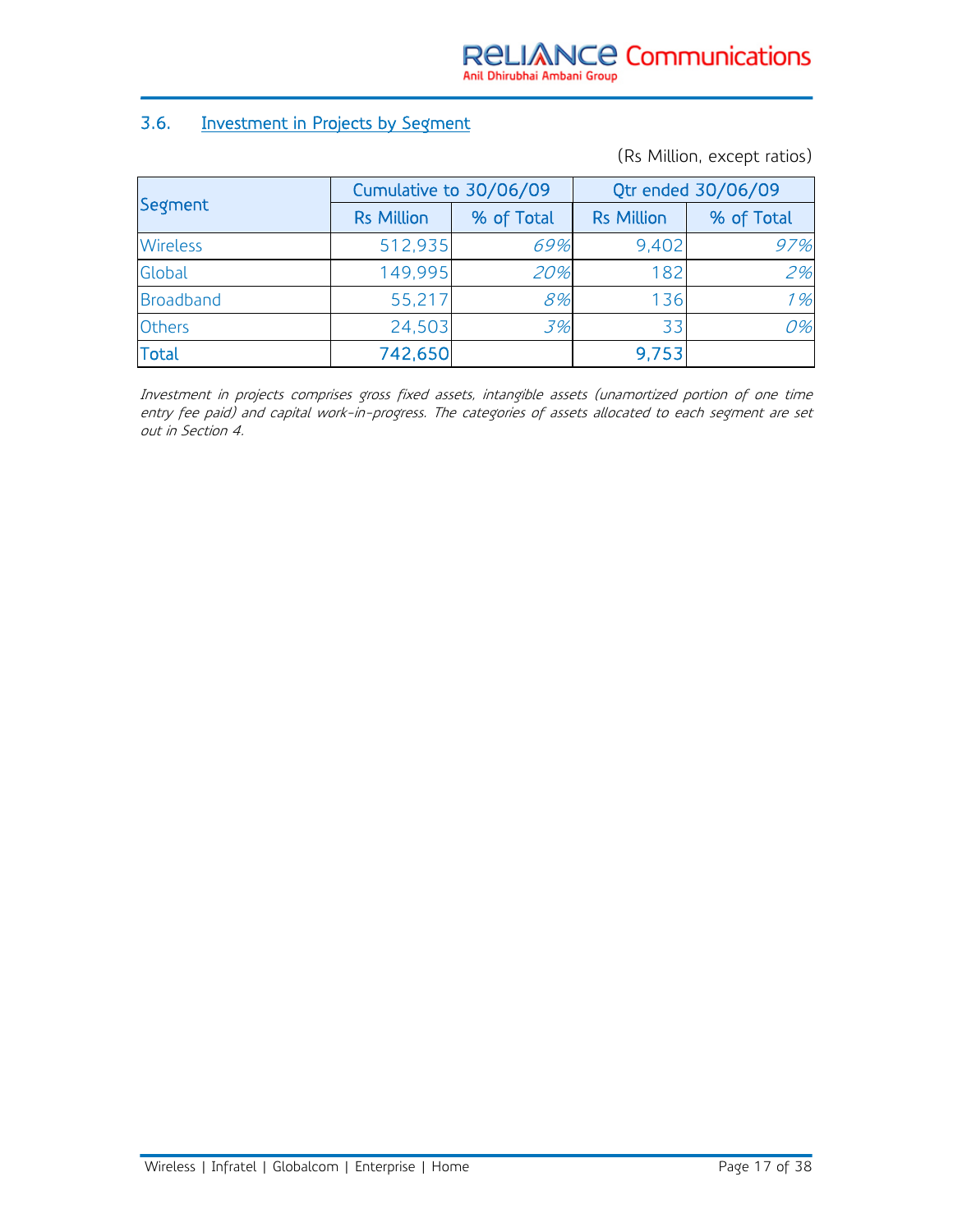## 3.6. Investment in Projects by Segment

(Rs Million, except ratios)

| Segment | Cumulative to 30/06/09 | | Qtr ended 30/06/09 | |
|---|---|---|---|---|
| | Rs Million | % of Total | Rs Million | % of Total |
| Wireless | 512,935 | *69%* | 9,402 | *97%* |
| Global | 149,995 | *20%* | 182 | *2%* |
| Broadband | 55,217 | *8%* | 136 | *1%* |
| Others | 24,503 | *3%* | 33 | *0%* |
| **Total** | **742,650** | | **9,753** | |

*Investment in projects comprises gross fixed assets, intangible assets (unamortized portion of one time entry fee paid) and capital work-in-progress. The categories of assets allocated to each segment are set out in Section 4.*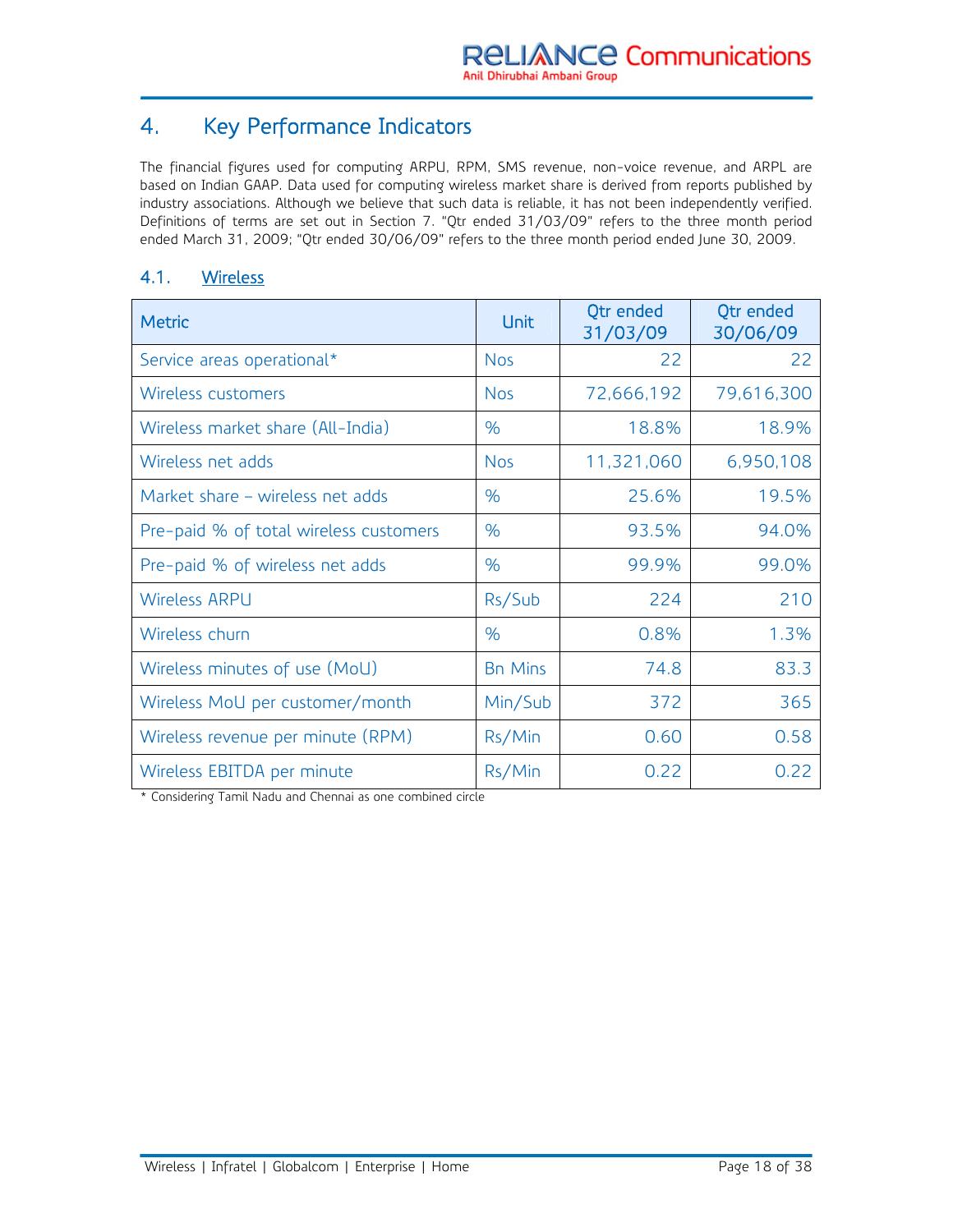# 4. Key Performance Indicators

The financial figures used for computing ARPU, RPM, SMS revenue, non-voice revenue, and ARPL are based on Indian GAAP. Data used for computing wireless market share is derived from reports published by industry associations. Although we believe that such data is reliable, it has not been independently verified. Definitions of terms are set out in Section 7. "Qtr ended 31/03/09" refers to the three month period ended March 31, 2009; "Qtr ended 30/06/09" refers to the three month period ended June 30, 2009.

## 4.1. Wireless

| Metric | Unit | Qtr ended 31/03/09 | Qtr ended 30/06/09 |
|---|---|---|---|
| Service areas operational* | Nos | 22 | 22 |
| Wireless customers | Nos | 72,666,192 | 79,616,300 |
| Wireless market share (All-India) | % | 18.8% | 18.9% |
| Wireless net adds | Nos | 11,321,060 | 6,950,108 |
| Market share – wireless net adds | % | 25.6% | 19.5% |
| Pre-paid % of total wireless customers | % | 93.5% | 94.0% |
| Pre-paid % of wireless net adds | % | 99.9% | 99.0% |
| Wireless ARPU | Rs/Sub | 224 | 210 |
| Wireless churn | % | 0.8% | 1.3% |
| Wireless minutes of use (MoU) | Bn Mins | 74.8 | 83.3 |
| Wireless MoU per customer/month | Min/Sub | 372 | 365 |
| Wireless revenue per minute (RPM) | Rs/Min | 0.60 | 0.58 |
| Wireless EBITDA per minute | Rs/Min | 0.22 | 0.22 |

* Considering Tamil Nadu and Chennai as one combined circle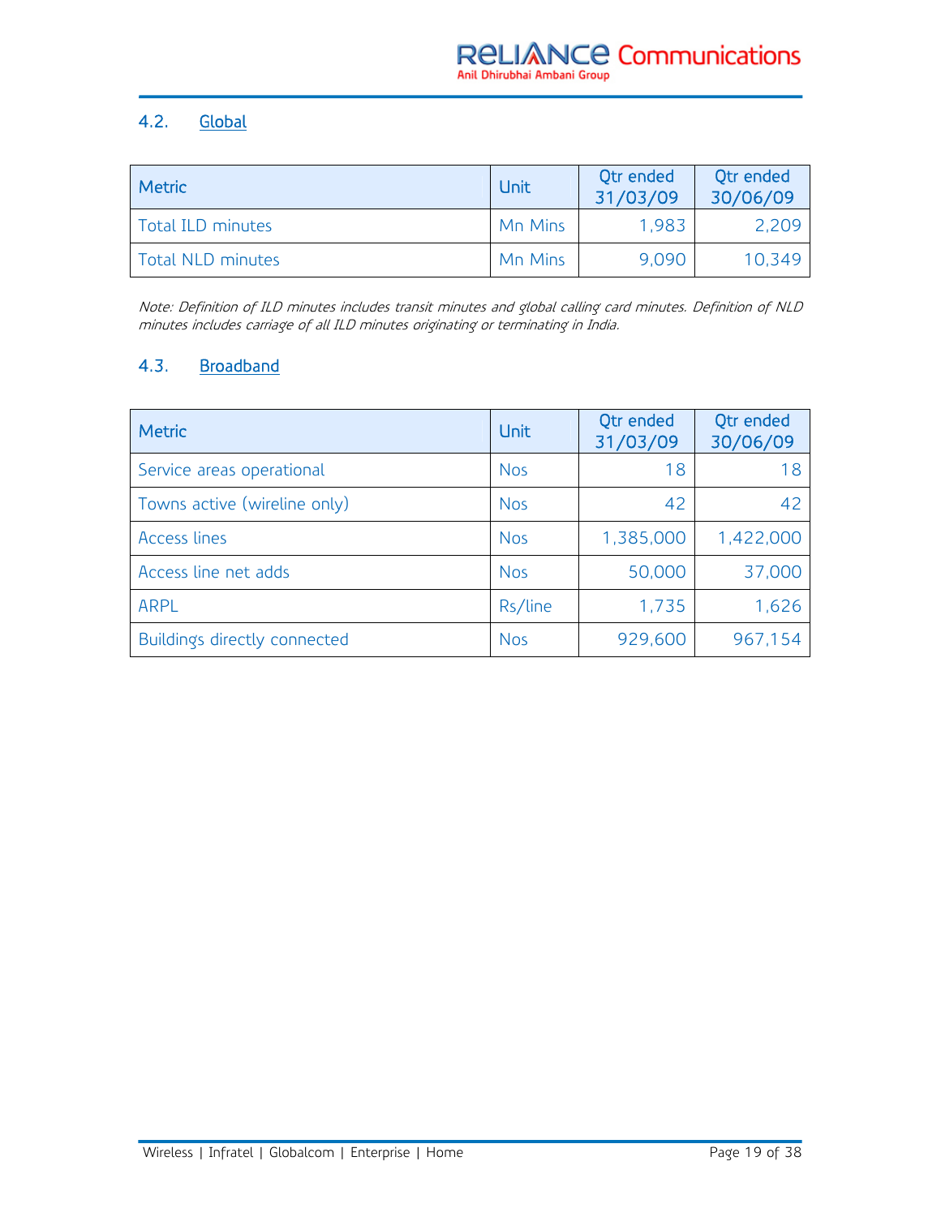## 4.2. Global

| Metric | Unit | Qtr ended 31/03/09 | Qtr ended 30/06/09 |
|---|---|---|---|
| Total ILD minutes | Mn Mins | 1,983 | 2,209 |
| Total NLD minutes | Mn Mins | 9,090 | 10,349 |

*Note: Definition of ILD minutes includes transit minutes and global calling card minutes. Definition of NLD minutes includes carriage of all ILD minutes originating or terminating in India.*

## 4.3. Broadband

| Metric | Unit | Qtr ended 31/03/09 | Qtr ended 30/06/09 |
|---|---|---|---|
| Service areas operational | Nos | 18 | 18 |
| Towns active (wireline only) | Nos | 42 | 42 |
| Access lines | Nos | 1,385,000 | 1,422,000 |
| Access line net adds | Nos | 50,000 | 37,000 |
| ARPL | Rs/line | 1,735 | 1,626 |
| Buildings directly connected | Nos | 929,600 | 967,154 |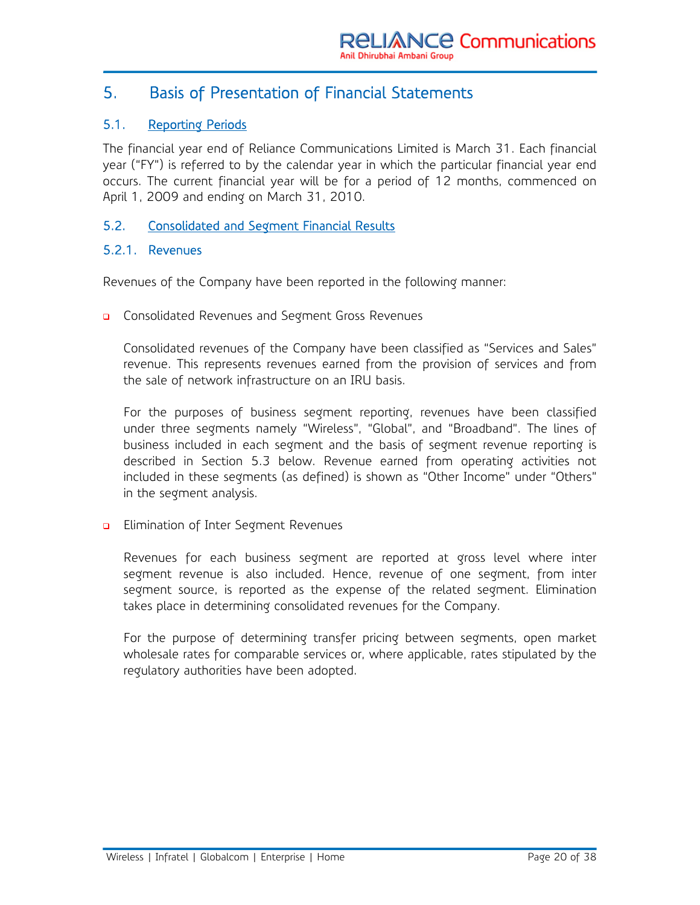## 5. Basis of Presentation of Financial Statements

### 5.1. Reporting Periods

The financial year end of Reliance Communications Limited is March 31. Each financial year ("FY") is referred to by the calendar year in which the particular financial year end occurs. The current financial year will be for a period of 12 months, commenced on April 1, 2009 and ending on March 31, 2010.

### 5.2. Consolidated and Segment Financial Results

#### 5.2.1. Revenues

Revenues of the Company have been reported in the following manner:

- Consolidated Revenues and Segment Gross Revenues

  Consolidated revenues of the Company have been classified as "Services and Sales" revenue. This represents revenues earned from the provision of services and from the sale of network infrastructure on an IRU basis.

  For the purposes of business segment reporting, revenues have been classified under three segments namely "Wireless", "Global", and "Broadband". The lines of business included in each segment and the basis of segment revenue reporting is described in Section 5.3 below. Revenue earned from operating activities not included in these segments (as defined) is shown as "Other Income" under "Others" in the segment analysis.

- Elimination of Inter Segment Revenues

  Revenues for each business segment are reported at gross level where inter segment revenue is also included. Hence, revenue of one segment, from inter segment source, is reported as the expense of the related segment. Elimination takes place in determining consolidated revenues for the Company.

  For the purpose of determining transfer pricing between segments, open market wholesale rates for comparable services or, where applicable, rates stipulated by the regulatory authorities have been adopted.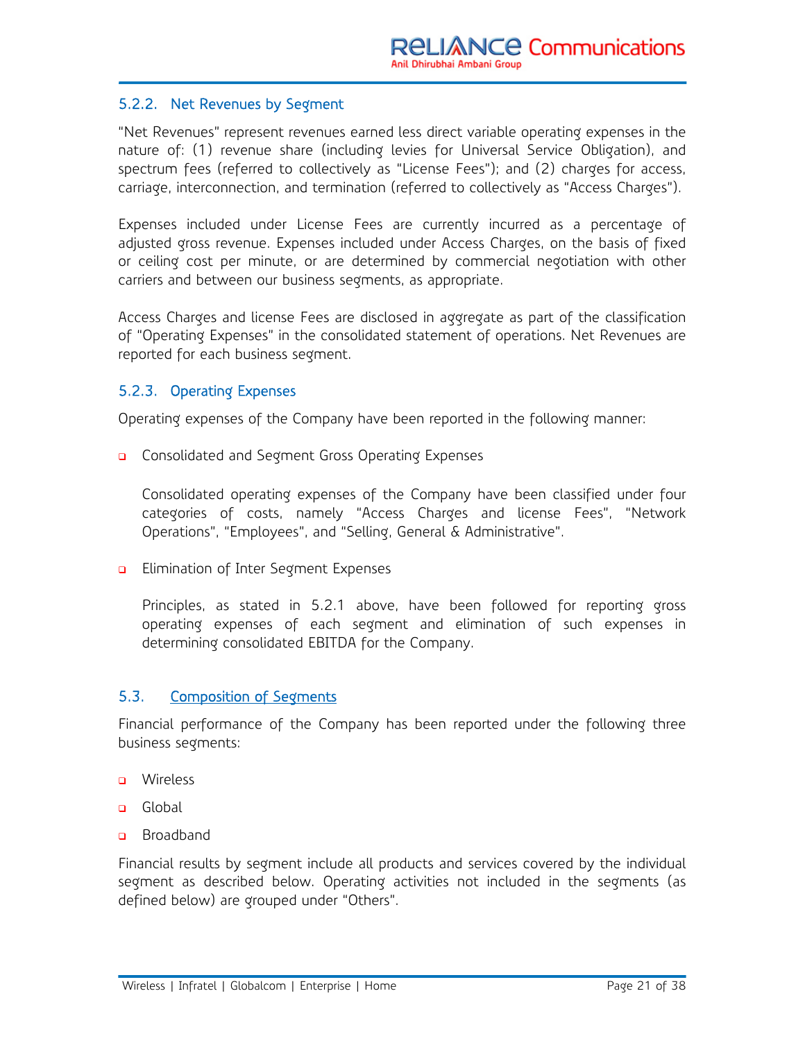### 5.2.2. Net Revenues by Segment

"Net Revenues" represent revenues earned less direct variable operating expenses in the nature of: (1) revenue share (including levies for Universal Service Obligation), and spectrum fees (referred to collectively as "License Fees"); and (2) charges for access, carriage, interconnection, and termination (referred to collectively as "Access Charges").

Expenses included under License Fees are currently incurred as a percentage of adjusted gross revenue. Expenses included under Access Charges, on the basis of fixed or ceiling cost per minute, or are determined by commercial negotiation with other carriers and between our business segments, as appropriate.

Access Charges and license Fees are disclosed in aggregate as part of the classification of "Operating Expenses" in the consolidated statement of operations. Net Revenues are reported for each business segment.

### 5.2.3. Operating Expenses

Operating expenses of the Company have been reported in the following manner:

- Consolidated and Segment Gross Operating Expenses

  Consolidated operating expenses of the Company have been classified under four categories of costs, namely "Access Charges and license Fees", "Network Operations", "Employees", and "Selling, General & Administrative".

- Elimination of Inter Segment Expenses

  Principles, as stated in 5.2.1 above, have been followed for reporting gross operating expenses of each segment and elimination of such expenses in determining consolidated EBITDA for the Company.

## 5.3. Composition of Segments

Financial performance of the Company has been reported under the following three business segments:

- Wireless
- Global
- Broadband

Financial results by segment include all products and services covered by the individual segment as described below. Operating activities not included in the segments (as defined below) are grouped under "Others".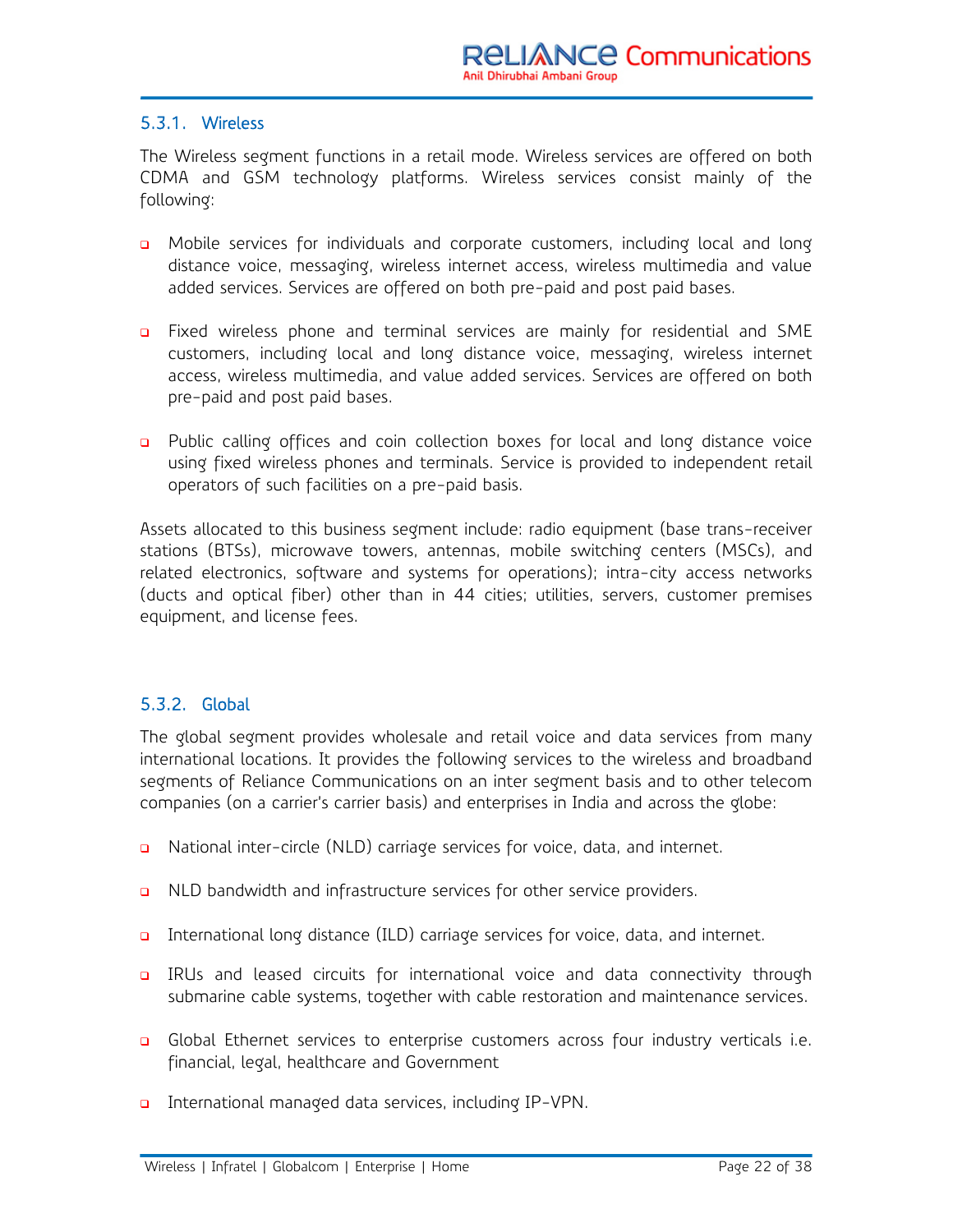### 5.3.1. Wireless

The Wireless segment functions in a retail mode. Wireless services are offered on both CDMA and GSM technology platforms. Wireless services consist mainly of the following:

- Mobile services for individuals and corporate customers, including local and long distance voice, messaging, wireless internet access, wireless multimedia and value added services. Services are offered on both pre-paid and post paid bases.
- Fixed wireless phone and terminal services are mainly for residential and SME customers, including local and long distance voice, messaging, wireless internet access, wireless multimedia, and value added services. Services are offered on both pre-paid and post paid bases.
- Public calling offices and coin collection boxes for local and long distance voice using fixed wireless phones and terminals. Service is provided to independent retail operators of such facilities on a pre-paid basis.

Assets allocated to this business segment include: radio equipment (base trans-receiver stations (BTSs), microwave towers, antennas, mobile switching centers (MSCs), and related electronics, software and systems for operations); intra-city access networks (ducts and optical fiber) other than in 44 cities; utilities, servers, customer premises equipment, and license fees.

### 5.3.2. Global

The global segment provides wholesale and retail voice and data services from many international locations. It provides the following services to the wireless and broadband segments of Reliance Communications on an inter segment basis and to other telecom companies (on a carrier's carrier basis) and enterprises in India and across the globe:

- National inter-circle (NLD) carriage services for voice, data, and internet.
- NLD bandwidth and infrastructure services for other service providers.
- International long distance (ILD) carriage services for voice, data, and internet.
- IRUs and leased circuits for international voice and data connectivity through submarine cable systems, together with cable restoration and maintenance services.
- Global Ethernet services to enterprise customers across four industry verticals i.e. financial, legal, healthcare and Government
- International managed data services, including IP-VPN.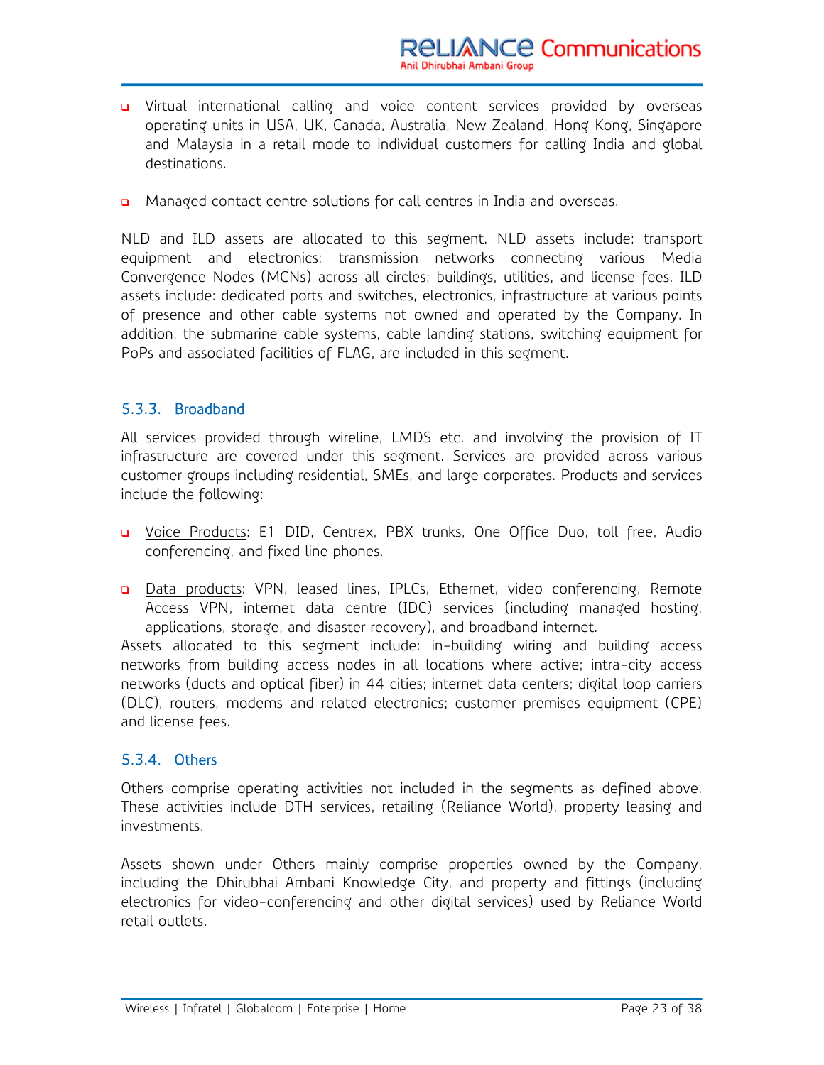- Virtual international calling and voice content services provided by overseas operating units in USA, UK, Canada, Australia, New Zealand, Hong Kong, Singapore and Malaysia in a retail mode to individual customers for calling India and global destinations.

- Managed contact centre solutions for call centres in India and overseas.

NLD and ILD assets are allocated to this segment. NLD assets include: transport equipment and electronics; transmission networks connecting various Media Convergence Nodes (MCNs) across all circles; buildings, utilities, and license fees. ILD assets include: dedicated ports and switches, electronics, infrastructure at various points of presence and other cable systems not owned and operated by the Company. In addition, the submarine cable systems, cable landing stations, switching equipment for PoPs and associated facilities of FLAG, are included in this segment.

### 5.3.3. Broadband

All services provided through wireline, LMDS etc. and involving the provision of IT infrastructure are covered under this segment. Services are provided across various customer groups including residential, SMEs, and large corporates. Products and services include the following:

- Voice Products: E1 DID, Centrex, PBX trunks, One Office Duo, toll free, Audio conferencing, and fixed line phones.

- Data products: VPN, leased lines, IPLCs, Ethernet, video conferencing, Remote Access VPN, internet data centre (IDC) services (including managed hosting, applications, storage, and disaster recovery), and broadband internet.

Assets allocated to this segment include: in-building wiring and building access networks from building access nodes in all locations where active; intra-city access networks (ducts and optical fiber) in 44 cities; internet data centers; digital loop carriers (DLC), routers, modems and related electronics; customer premises equipment (CPE) and license fees.

### 5.3.4. Others

Others comprise operating activities not included in the segments as defined above. These activities include DTH services, retailing (Reliance World), property leasing and investments.

Assets shown under Others mainly comprise properties owned by the Company, including the Dhirubhai Ambani Knowledge City, and property and fittings (including electronics for video-conferencing and other digital services) used by Reliance World retail outlets.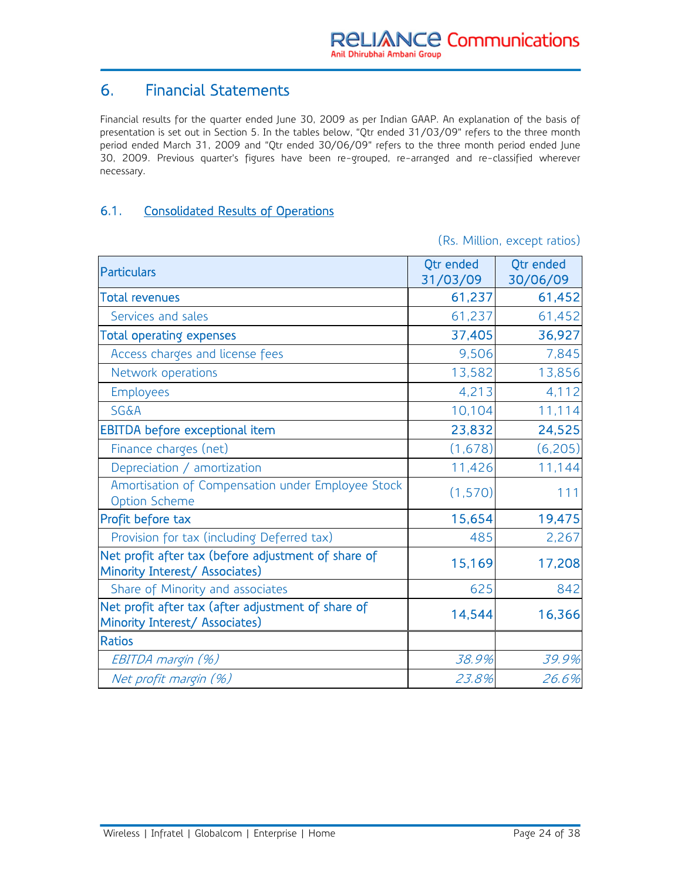# 6. Financial Statements

Financial results for the quarter ended June 30, 2009 as per Indian GAAP. An explanation of the basis of presentation is set out in Section 5. In the tables below, "Qtr ended 31/03/09" refers to the three month period ended March 31, 2009 and "Qtr ended 30/06/09" refers to the three month period ended June 30, 2009. Previous quarter's figures have been re-grouped, re-arranged and re-classified wherever necessary.

## 6.1. Consolidated Results of Operations

(Rs. Million, except ratios)

| Particulars | Qtr ended 31/03/09 | Qtr ended 30/06/09 |
|---|---|---|
| **Total revenues** | **61,237** | **61,452** |
| Services and sales | 61,237 | 61,452 |
| **Total operating expenses** | **37,405** | **36,927** |
| Access charges and license fees | 9,506 | 7,845 |
| Network operations | 13,582 | 13,856 |
| Employees | 4,213 | 4,112 |
| SG&A | 10,104 | 11,114 |
| **EBITDA before exceptional item** | **23,832** | **24,525** |
| Finance charges (net) | (1,678) | (6,205) |
| Depreciation / amortization | 11,426 | 11,144 |
| Amortisation of Compensation under Employee Stock Option Scheme | (1,570) | 111 |
| **Profit before tax** | **15,654** | **19,475** |
| Provision for tax (including Deferred tax) | 485 | 2,267 |
| **Net profit after tax (before adjustment of share of Minority Interest/ Associates)** | **15,169** | **17,208** |
| Share of Minority and associates | 625 | 842 |
| **Net profit after tax (after adjustment of share of Minority Interest/ Associates)** | **14,544** | **16,366** |
| **Ratios** | | |
| *EBITDA margin (%)* | *38.9%* | *39.9%* |
| *Net profit margin (%)* | *23.8%* | *26.6%* |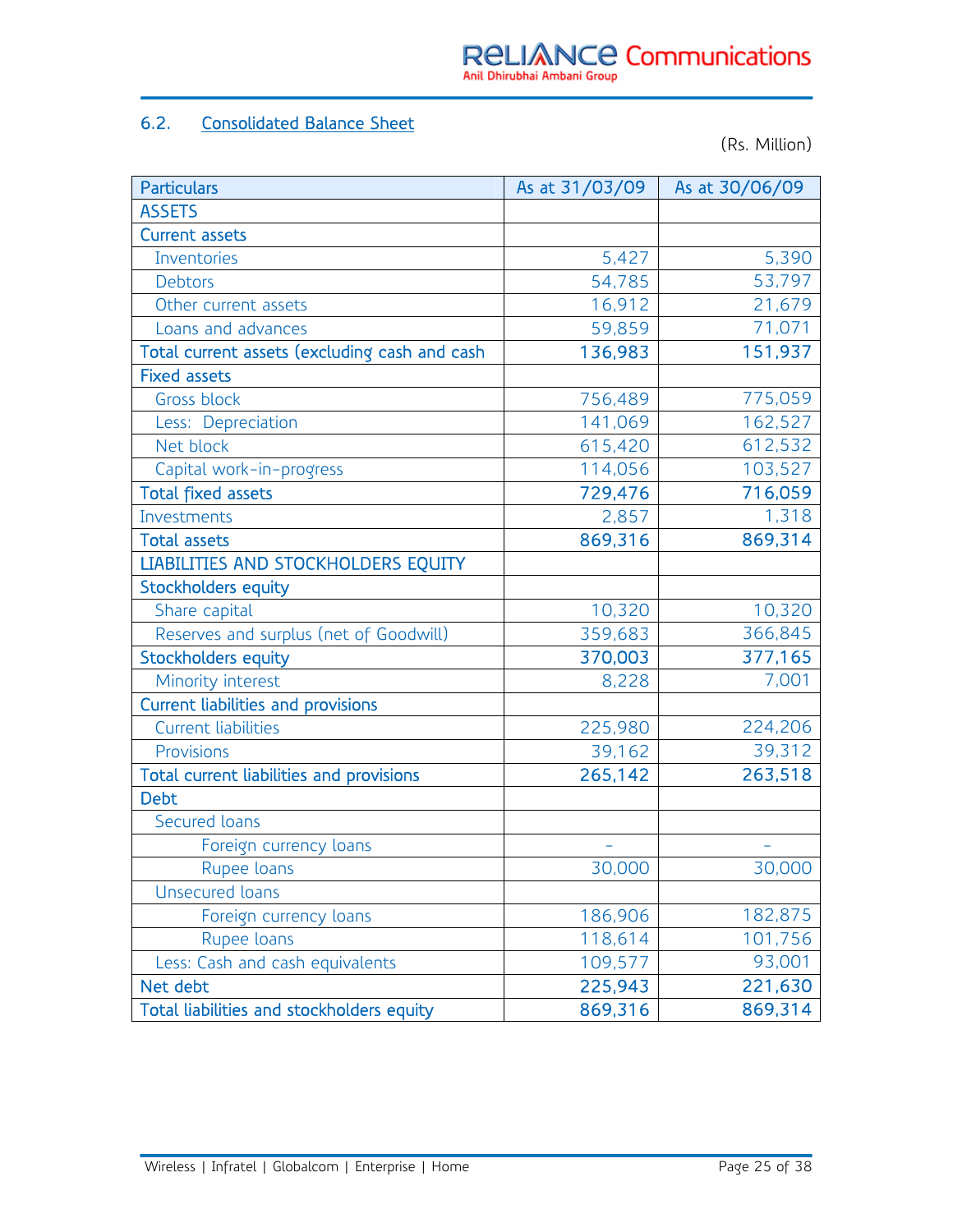## 6.2. Consolidated Balance Sheet

(Rs. Million)

| Particulars | As at 31/03/09 | As at 30/06/09 |
|---|---|---|
| **ASSETS** | | |
| **Current assets** | | |
| Inventories | 5,427 | 5,390 |
| Debtors | 54,785 | 53,797 |
| Other current assets | 16,912 | 21,679 |
| Loans and advances | 59,859 | 71,071 |
| **Total current assets (excluding cash and cash** | **136,983** | **151,937** |
| **Fixed assets** | | |
| Gross block | 756,489 | 775,059 |
| Less: Depreciation | 141,069 | 162,527 |
| Net block | 615,420 | 612,532 |
| Capital work-in-progress | 114,056 | 103,527 |
| **Total fixed assets** | **729,476** | **716,059** |
| Investments | 2,857 | 1,318 |
| **Total assets** | **869,316** | **869,314** |
| **LIABILITIES AND STOCKHOLDERS EQUITY** | | |
| **Stockholders equity** | | |
| Share capital | 10,320 | 10,320 |
| Reserves and surplus (net of Goodwill) | 359,683 | 366,845 |
| **Stockholders equity** | **370,003** | **377,165** |
| Minority interest | 8,228 | 7,001 |
| **Current liabilities and provisions** | | |
| Current liabilities | 225,980 | 224,206 |
| Provisions | 39,162 | 39,312 |
| **Total current liabilities and provisions** | **265,142** | **263,518** |
| **Debt** | | |
| Secured loans | | |
| Foreign currency loans | - | - |
| Rupee loans | 30,000 | 30,000 |
| Unsecured loans | | |
| Foreign currency loans | 186,906 | 182,875 |
| Rupee loans | 118,614 | 101,756 |
| Less: Cash and cash equivalents | 109,577 | 93,001 |
| **Net debt** | **225,943** | **221,630** |
| **Total liabilities and stockholders equity** | **869,316** | **869,314** |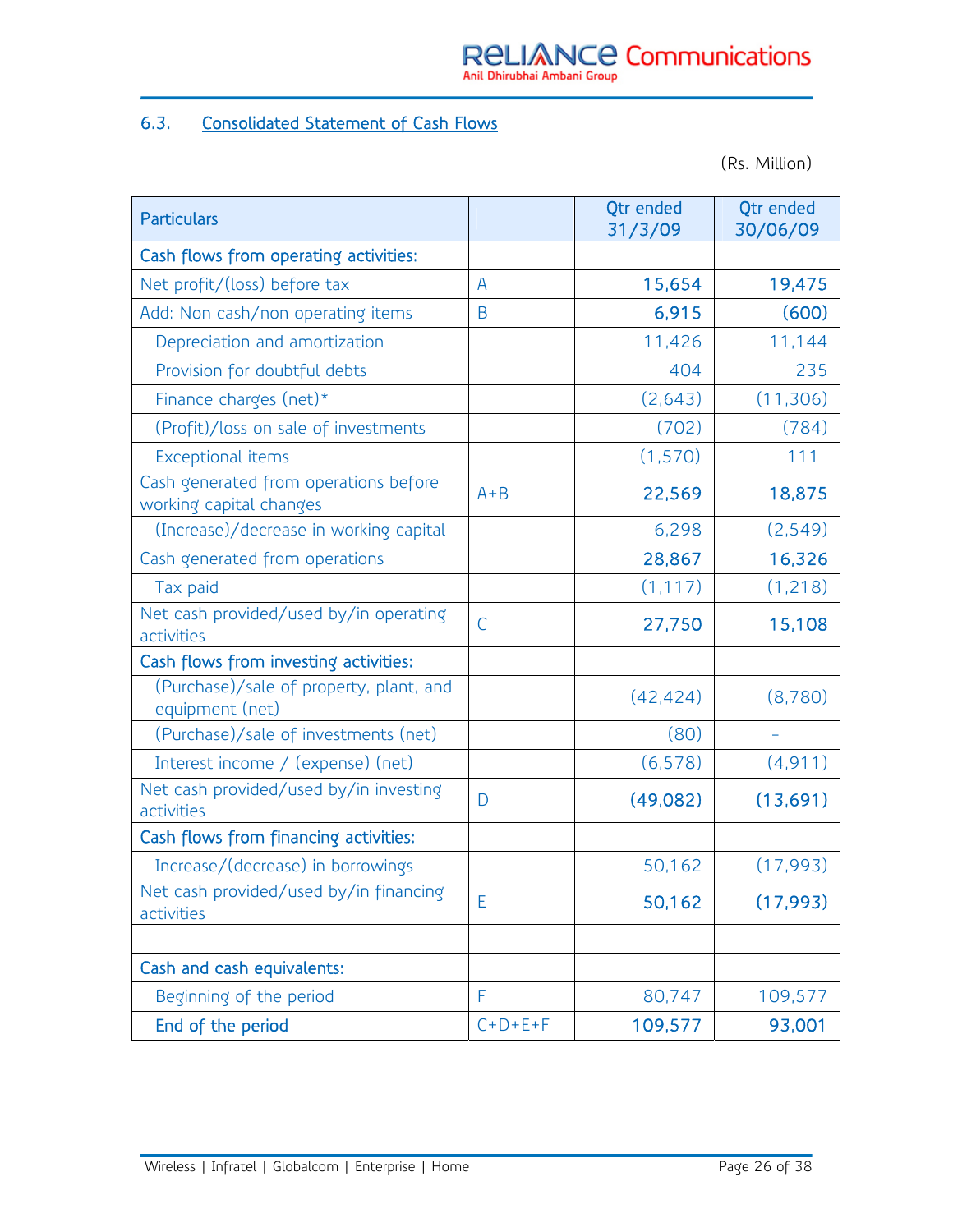### 6.3. Consolidated Statement of Cash Flows

(Rs. Million)

| Particulars | | Qtr ended 31/3/09 | Qtr ended 30/06/09 |
|---|---|---|---|
| **Cash flows from operating activities:** | | | |
| Net profit/(loss) before tax | A | **15,654** | **19,475** |
| Add: Non cash/non operating items | B | **6,915** | **(600)** |
| Depreciation and amortization | | 11,426 | 11,144 |
| Provision for doubtful debts | | 404 | 235 |
| Finance charges (net)* | | (2,643) | (11,306) |
| (Profit)/loss on sale of investments | | (702) | (784) |
| Exceptional items | | (1,570) | 111 |
| Cash generated from operations before working capital changes | A+B | **22,569** | **18,875** |
| (Increase)/decrease in working capital | | 6,298 | (2,549) |
| Cash generated from operations | | **28,867** | **16,326** |
| Tax paid | | (1,117) | (1,218) |
| Net cash provided/used by/in operating activities | C | **27,750** | **15,108** |
| **Cash flows from investing activities:** | | | |
| (Purchase)/sale of property, plant, and equipment (net) | | (42,424) | (8,780) |
| (Purchase)/sale of investments (net) | | (80) | - |
| Interest income / (expense) (net) | | (6,578) | (4,911) |
| Net cash provided/used by/in investing activities | D | **(49,082)** | **(13,691)** |
| **Cash flows from financing activities:** | | | |
| Increase/(decrease) in borrowings | | 50,162 | (17,993) |
| Net cash provided/used by/in financing activities | E | **50,162** | **(17,993)** |
| | | | |
| **Cash and cash equivalents:** | | | |
| Beginning of the period | F | 80,747 | 109,577 |
| **End of the period** | C+D+E+F | **109,577** | **93,001** |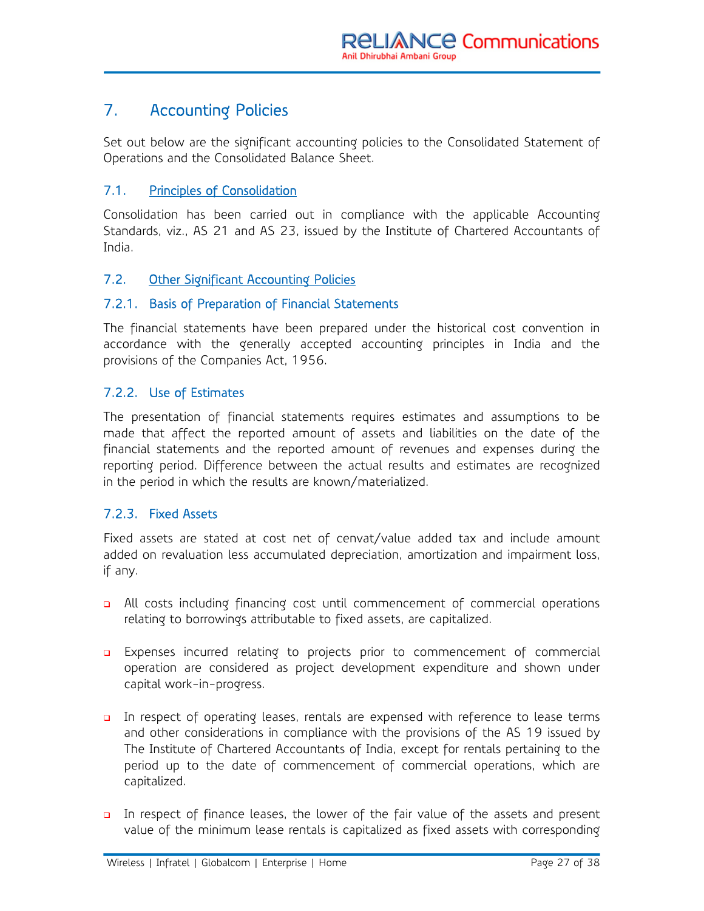## 7. Accounting Policies

Set out below are the significant accounting policies to the Consolidated Statement of Operations and the Consolidated Balance Sheet.

### 7.1. Principles of Consolidation

Consolidation has been carried out in compliance with the applicable Accounting Standards, viz., AS 21 and AS 23, issued by the Institute of Chartered Accountants of India.

### 7.2. Other Significant Accounting Policies

#### 7.2.1. Basis of Preparation of Financial Statements

The financial statements have been prepared under the historical cost convention in accordance with the generally accepted accounting principles in India and the provisions of the Companies Act, 1956.

#### 7.2.2. Use of Estimates

The presentation of financial statements requires estimates and assumptions to be made that affect the reported amount of assets and liabilities on the date of the financial statements and the reported amount of revenues and expenses during the reporting period. Difference between the actual results and estimates are recognized in the period in which the results are known/materialized.

#### 7.2.3. Fixed Assets

Fixed assets are stated at cost net of cenvat/value added tax and include amount added on revaluation less accumulated depreciation, amortization and impairment loss, if any.

- All costs including financing cost until commencement of commercial operations relating to borrowings attributable to fixed assets, are capitalized.
- Expenses incurred relating to projects prior to commencement of commercial operation are considered as project development expenditure and shown under capital work-in-progress.
- In respect of operating leases, rentals are expensed with reference to lease terms and other considerations in compliance with the provisions of the AS 19 issued by The Institute of Chartered Accountants of India, except for rentals pertaining to the period up to the date of commencement of commercial operations, which are capitalized.
- In respect of finance leases, the lower of the fair value of the assets and present value of the minimum lease rentals is capitalized as fixed assets with corresponding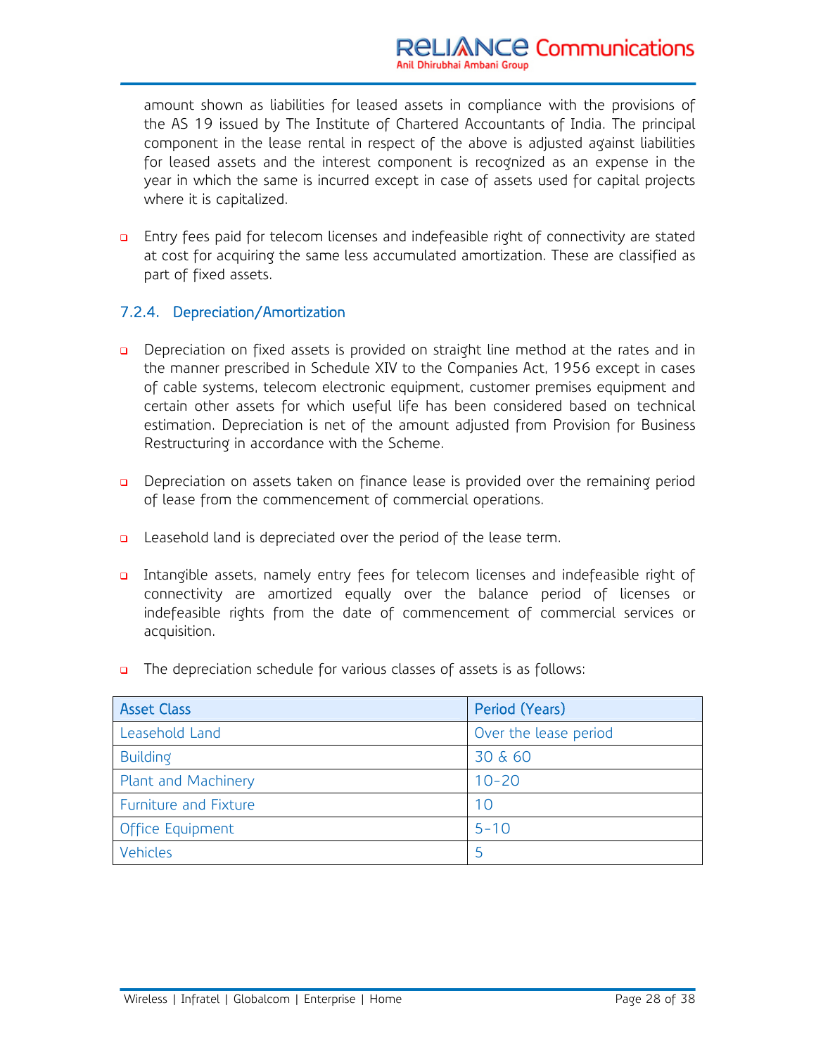amount shown as liabilities for leased assets in compliance with the provisions of the AS 19 issued by The Institute of Chartered Accountants of India. The principal component in the lease rental in respect of the above is adjusted against liabilities for leased assets and the interest component is recognized as an expense in the year in which the same is incurred except in case of assets used for capital projects where it is capitalized.

- Entry fees paid for telecom licenses and indefeasible right of connectivity are stated at cost for acquiring the same less accumulated amortization. These are classified as part of fixed assets.

### 7.2.4. Depreciation/Amortization

- Depreciation on fixed assets is provided on straight line method at the rates and in the manner prescribed in Schedule XIV to the Companies Act, 1956 except in cases of cable systems, telecom electronic equipment, customer premises equipment and certain other assets for which useful life has been considered based on technical estimation. Depreciation is net of the amount adjusted from Provision for Business Restructuring in accordance with the Scheme.

- Depreciation on assets taken on finance lease is provided over the remaining period of lease from the commencement of commercial operations.

- Leasehold land is depreciated over the period of the lease term.

- Intangible assets, namely entry fees for telecom licenses and indefeasible right of connectivity are amortized equally over the balance period of licenses or indefeasible rights from the date of commencement of commercial services or acquisition.

- The depreciation schedule for various classes of assets is as follows:

| Asset Class | Period (Years) |
|---|---|
| Leasehold Land | Over the lease period |
| Building | 30 & 60 |
| Plant and Machinery | 10-20 |
| Furniture and Fixture | 10 |
| Office Equipment | 5-10 |
| Vehicles | 5 |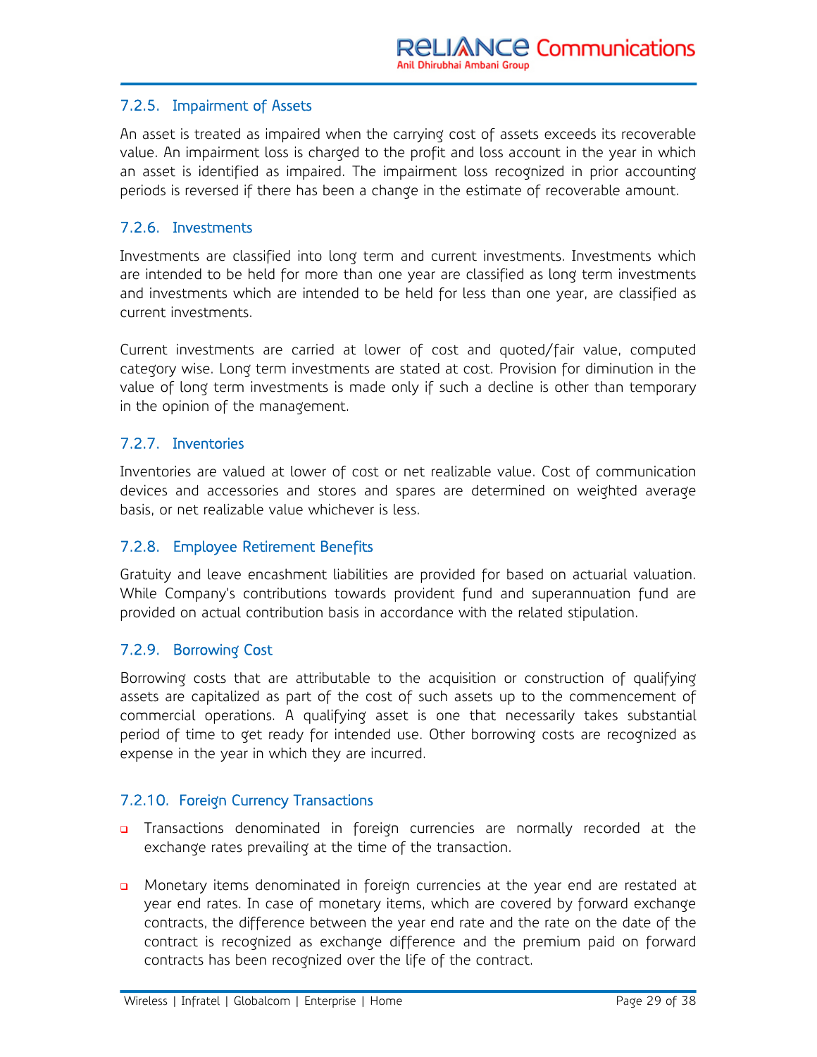### 7.2.5. Impairment of Assets

An asset is treated as impaired when the carrying cost of assets exceeds its recoverable value. An impairment loss is charged to the profit and loss account in the year in which an asset is identified as impaired. The impairment loss recognized in prior accounting periods is reversed if there has been a change in the estimate of recoverable amount.

### 7.2.6. Investments

Investments are classified into long term and current investments. Investments which are intended to be held for more than one year are classified as long term investments and investments which are intended to be held for less than one year, are classified as current investments.

Current investments are carried at lower of cost and quoted/fair value, computed category wise. Long term investments are stated at cost. Provision for diminution in the value of long term investments is made only if such a decline is other than temporary in the opinion of the management.

### 7.2.7. Inventories

Inventories are valued at lower of cost or net realizable value. Cost of communication devices and accessories and stores and spares are determined on weighted average basis, or net realizable value whichever is less.

### 7.2.8. Employee Retirement Benefits

Gratuity and leave encashment liabilities are provided for based on actuarial valuation. While Company's contributions towards provident fund and superannuation fund are provided on actual contribution basis in accordance with the related stipulation.

### 7.2.9. Borrowing Cost

Borrowing costs that are attributable to the acquisition or construction of qualifying assets are capitalized as part of the cost of such assets up to the commencement of commercial operations. A qualifying asset is one that necessarily takes substantial period of time to get ready for intended use. Other borrowing costs are recognized as expense in the year in which they are incurred.

### 7.2.10. Foreign Currency Transactions

- Transactions denominated in foreign currencies are normally recorded at the exchange rates prevailing at the time of the transaction.
- Monetary items denominated in foreign currencies at the year end are restated at year end rates. In case of monetary items, which are covered by forward exchange contracts, the difference between the year end rate and the rate on the date of the contract is recognized as exchange difference and the premium paid on forward contracts has been recognized over the life of the contract.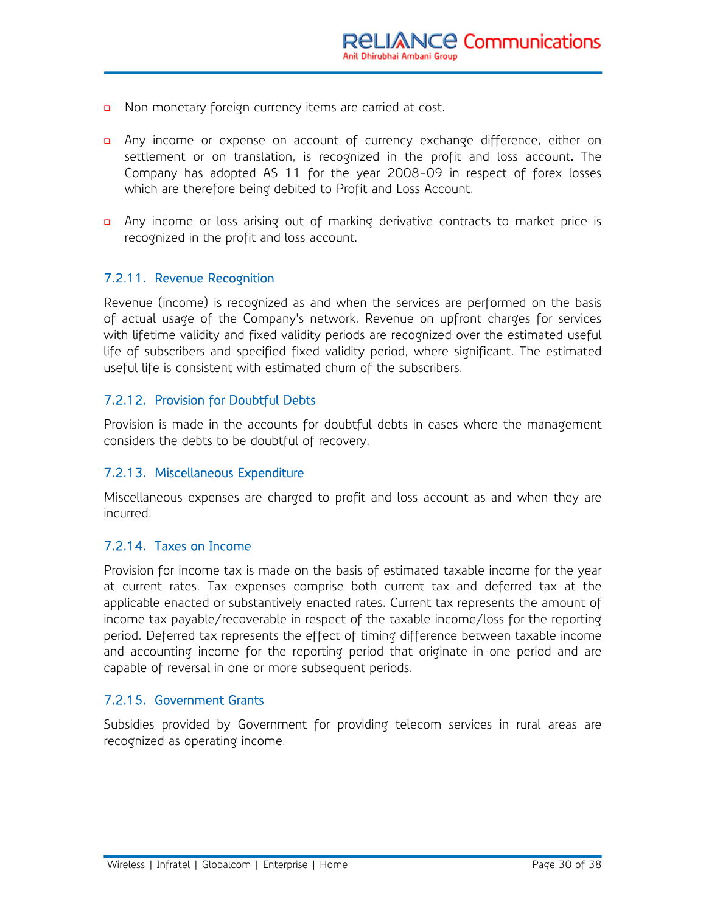- Non monetary foreign currency items are carried at cost.

- Any income or expense on account of currency exchange difference, either on settlement or on translation, is recognized in the profit and loss account. The Company has adopted AS 11 for the year 2008-09 in respect of forex losses which are therefore being debited to Profit and Loss Account.

- Any income or loss arising out of marking derivative contracts to market price is recognized in the profit and loss account.

### 7.2.11. Revenue Recognition

Revenue (income) is recognized as and when the services are performed on the basis of actual usage of the Company's network. Revenue on upfront charges for services with lifetime validity and fixed validity periods are recognized over the estimated useful life of subscribers and specified fixed validity period, where significant. The estimated useful life is consistent with estimated churn of the subscribers.

### 7.2.12. Provision for Doubtful Debts

Provision is made in the accounts for doubtful debts in cases where the management considers the debts to be doubtful of recovery.

### 7.2.13. Miscellaneous Expenditure

Miscellaneous expenses are charged to profit and loss account as and when they are incurred.

### 7.2.14. Taxes on Income

Provision for income tax is made on the basis of estimated taxable income for the year at current rates. Tax expenses comprise both current tax and deferred tax at the applicable enacted or substantively enacted rates. Current tax represents the amount of income tax payable/recoverable in respect of the taxable income/loss for the reporting period. Deferred tax represents the effect of timing difference between taxable income and accounting income for the reporting period that originate in one period and are capable of reversal in one or more subsequent periods.

### 7.2.15. Government Grants

Subsidies provided by Government for providing telecom services in rural areas are recognized as operating income.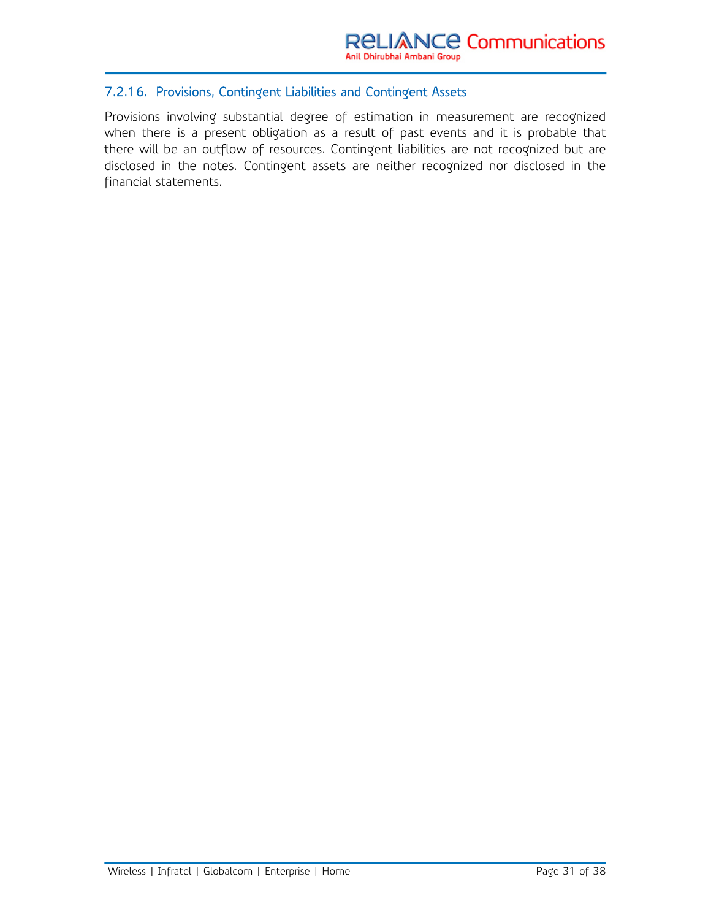### 7.2.16. Provisions, Contingent Liabilities and Contingent Assets

Provisions involving substantial degree of estimation in measurement are recognized when there is a present obligation as a result of past events and it is probable that there will be an outflow of resources. Contingent liabilities are not recognized but are disclosed in the notes. Contingent assets are neither recognized nor disclosed in the financial statements.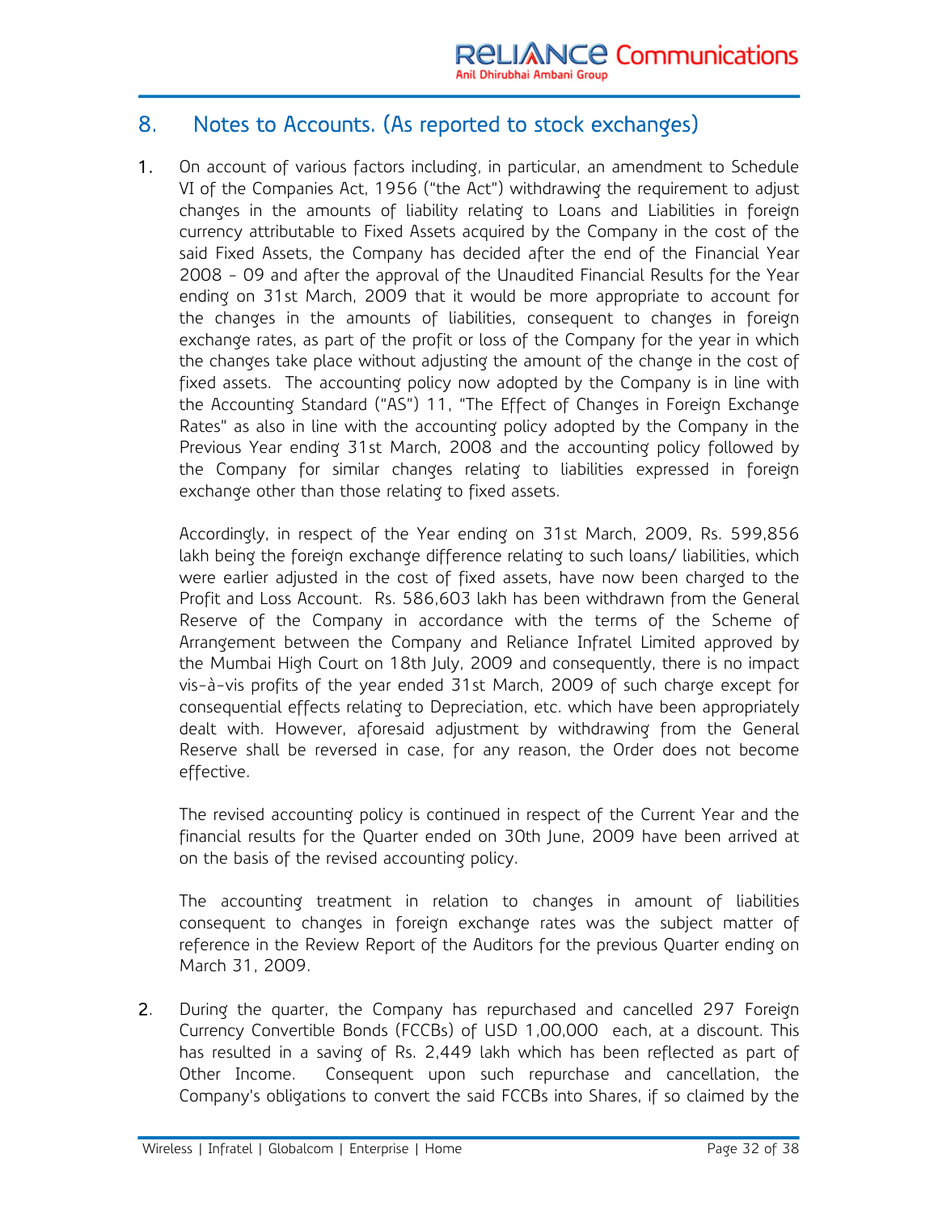## 8. Notes to Accounts. (As reported to stock exchanges)

1. On account of various factors including, in particular, an amendment to Schedule VI of the Companies Act, 1956 ("the Act") withdrawing the requirement to adjust changes in the amounts of liability relating to Loans and Liabilities in foreign currency attributable to Fixed Assets acquired by the Company in the cost of the said Fixed Assets, the Company has decided after the end of the Financial Year 2008 - 09 and after the approval of the Unaudited Financial Results for the Year ending on 31st March, 2009 that it would be more appropriate to account for the changes in the amounts of liabilities, consequent to changes in foreign exchange rates, as part of the profit or loss of the Company for the year in which the changes take place without adjusting the amount of the change in the cost of fixed assets. The accounting policy now adopted by the Company is in line with the Accounting Standard ("AS") 11, "The Effect of Changes in Foreign Exchange Rates" as also in line with the accounting policy adopted by the Company in the Previous Year ending 31st March, 2008 and the accounting policy followed by the Company for similar changes relating to liabilities expressed in foreign exchange other than those relating to fixed assets.

   Accordingly, in respect of the Year ending on 31st March, 2009, Rs. 599,856 lakh being the foreign exchange difference relating to such loans/ liabilities, which were earlier adjusted in the cost of fixed assets, have now been charged to the Profit and Loss Account. Rs. 586,603 lakh has been withdrawn from the General Reserve of the Company in accordance with the terms of the Scheme of Arrangement between the Company and Reliance Infratel Limited approved by the Mumbai High Court on 18th July, 2009 and consequently, there is no impact vis-à-vis profits of the year ended 31st March, 2009 of such charge except for consequential effects relating to Depreciation, etc. which have been appropriately dealt with. However, aforesaid adjustment by withdrawing from the General Reserve shall be reversed in case, for any reason, the Order does not become effective.

   The revised accounting policy is continued in respect of the Current Year and the financial results for the Quarter ended on 30th June, 2009 have been arrived at on the basis of the revised accounting policy.

   The accounting treatment in relation to changes in amount of liabilities consequent to changes in foreign exchange rates was the subject matter of reference in the Review Report of the Auditors for the previous Quarter ending on March 31, 2009.

2. During the quarter, the Company has repurchased and cancelled 297 Foreign Currency Convertible Bonds (FCCBs) of USD 1,00,000 each, at a discount. This has resulted in a saving of Rs. 2,449 lakh which has been reflected as part of Other Income. Consequent upon such repurchase and cancellation, the Company's obligations to convert the said FCCBs into Shares, if so claimed by the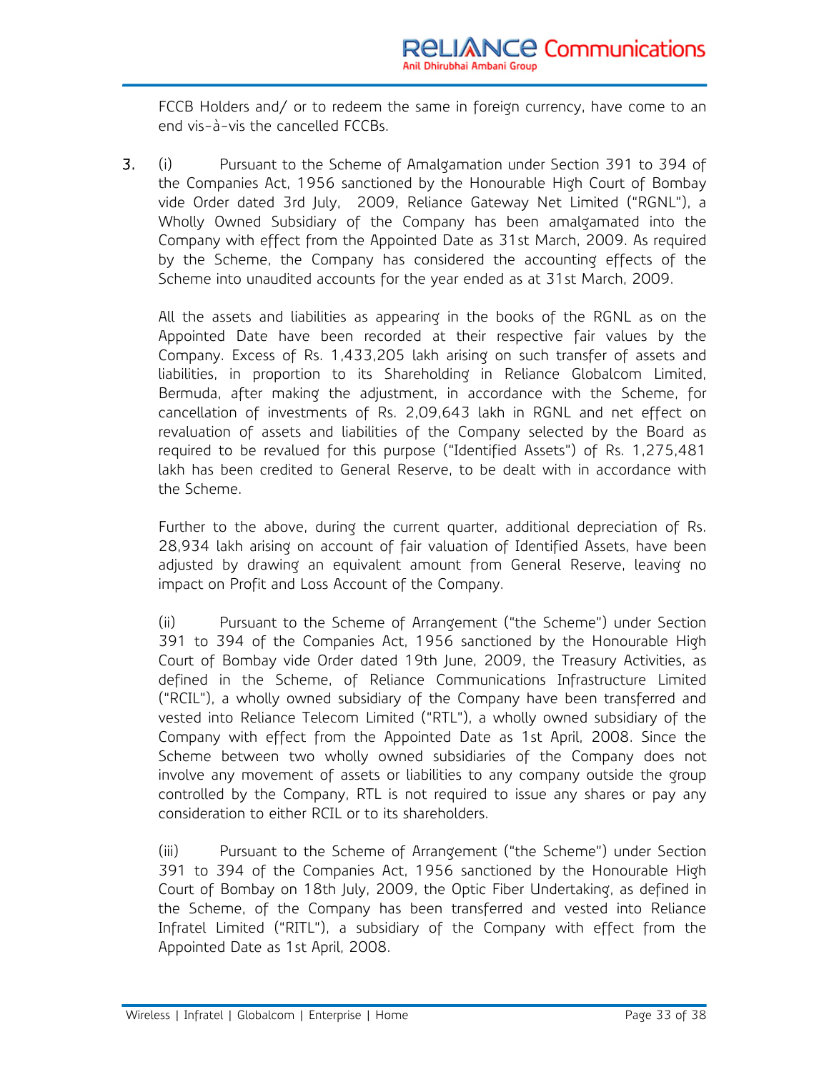FCCB Holders and/ or to redeem the same in foreign currency, have come to an end vis-à-vis the cancelled FCCBs.

**3.** (i) Pursuant to the Scheme of Amalgamation under Section 391 to 394 of the Companies Act, 1956 sanctioned by the Honourable High Court of Bombay vide Order dated 3rd July, 2009, Reliance Gateway Net Limited ("RGNL"), a Wholly Owned Subsidiary of the Company has been amalgamated into the Company with effect from the Appointed Date as 31st March, 2009. As required by the Scheme, the Company has considered the accounting effects of the Scheme into unaudited accounts for the year ended as at 31st March, 2009.

All the assets and liabilities as appearing in the books of the RGNL as on the Appointed Date have been recorded at their respective fair values by the Company. Excess of Rs. 1,433,205 lakh arising on such transfer of assets and liabilities, in proportion to its Shareholding in Reliance Globalcom Limited, Bermuda, after making the adjustment, in accordance with the Scheme, for cancellation of investments of Rs. 2,09,643 lakh in RGNL and net effect on revaluation of assets and liabilities of the Company selected by the Board as required to be revalued for this purpose ("Identified Assets") of Rs. 1,275,481 lakh has been credited to General Reserve, to be dealt with in accordance with the Scheme.

Further to the above, during the current quarter, additional depreciation of Rs. 28,934 lakh arising on account of fair valuation of Identified Assets, have been adjusted by drawing an equivalent amount from General Reserve, leaving no impact on Profit and Loss Account of the Company.

(ii) Pursuant to the Scheme of Arrangement ("the Scheme") under Section 391 to 394 of the Companies Act, 1956 sanctioned by the Honourable High Court of Bombay vide Order dated 19th June, 2009, the Treasury Activities, as defined in the Scheme, of Reliance Communications Infrastructure Limited ("RCIL"), a wholly owned subsidiary of the Company have been transferred and vested into Reliance Telecom Limited ("RTL"), a wholly owned subsidiary of the Company with effect from the Appointed Date as 1st April, 2008. Since the Scheme between two wholly owned subsidiaries of the Company does not involve any movement of assets or liabilities to any company outside the group controlled by the Company, RTL is not required to issue any shares or pay any consideration to either RCIL or to its shareholders.

(iii) Pursuant to the Scheme of Arrangement ("the Scheme") under Section 391 to 394 of the Companies Act, 1956 sanctioned by the Honourable High Court of Bombay on 18th July, 2009, the Optic Fiber Undertaking, as defined in the Scheme, of the Company has been transferred and vested into Reliance Infratel Limited ("RITL"), a subsidiary of the Company with effect from the Appointed Date as 1st April, 2008.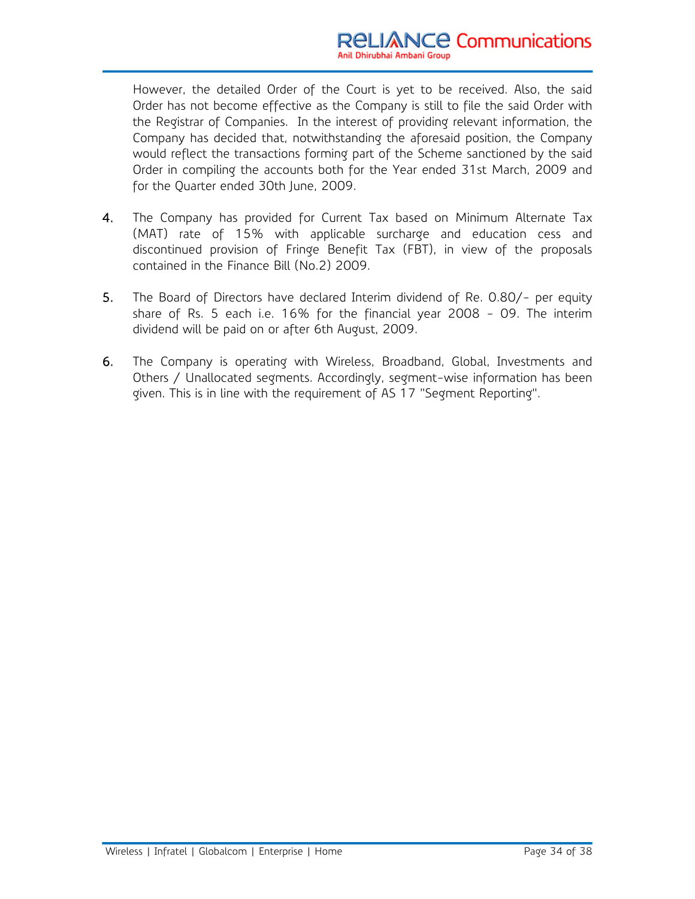However, the detailed Order of the Court is yet to be received. Also, the said Order has not become effective as the Company is still to file the said Order with the Registrar of Companies. In the interest of providing relevant information, the Company has decided that, notwithstanding the aforesaid position, the Company would reflect the transactions forming part of the Scheme sanctioned by the said Order in compiling the accounts both for the Year ended 31st March, 2009 and for the Quarter ended 30th June, 2009.

4. The Company has provided for Current Tax based on Minimum Alternate Tax (MAT) rate of 15% with applicable surcharge and education cess and discontinued provision of Fringe Benefit Tax (FBT), in view of the proposals contained in the Finance Bill (No.2) 2009.

5. The Board of Directors have declared Interim dividend of Re. 0.80/- per equity share of Rs. 5 each i.e. 16% for the financial year 2008 - 09. The interim dividend will be paid on or after 6th August, 2009.

6. The Company is operating with Wireless, Broadband, Global, Investments and Others / Unallocated segments. Accordingly, segment-wise information has been given. This is in line with the requirement of AS 17 "Segment Reporting".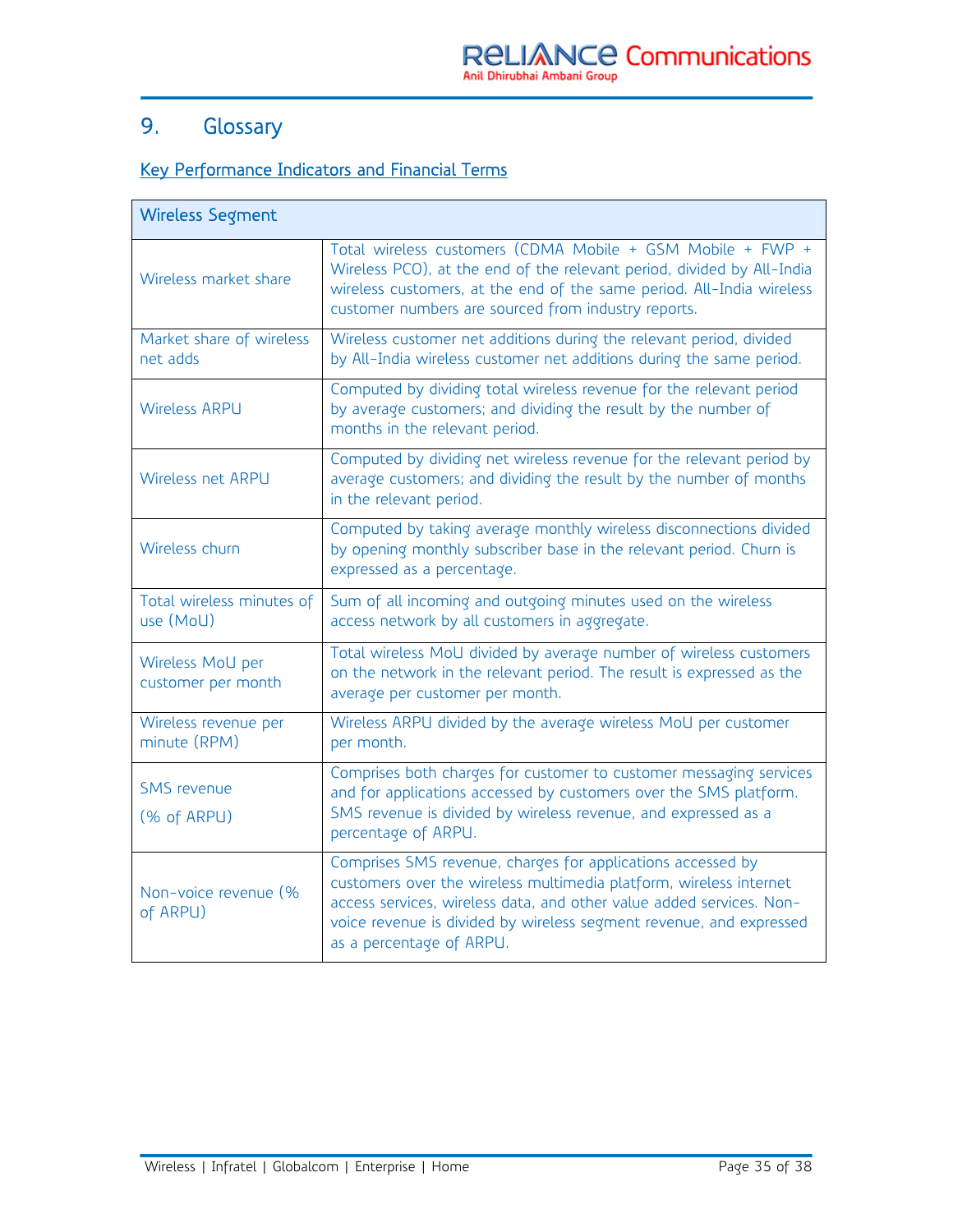# 9. Glossary

## Key Performance Indicators and Financial Terms

| Wireless Segment | |
|---|---|
| Wireless market share | Total wireless customers (CDMA Mobile + GSM Mobile + FWP + Wireless PCO), at the end of the relevant period, divided by All-India wireless customers, at the end of the same period. All-India wireless customer numbers are sourced from industry reports. |
| Market share of wireless net adds | Wireless customer net additions during the relevant period, divided by All-India wireless customer net additions during the same period. |
| Wireless ARPU | Computed by dividing total wireless revenue for the relevant period by average customers; and dividing the result by the number of months in the relevant period. |
| Wireless net ARPU | Computed by dividing net wireless revenue for the relevant period by average customers; and dividing the result by the number of months in the relevant period. |
| Wireless churn | Computed by taking average monthly wireless disconnections divided by opening monthly subscriber base in the relevant period. Churn is expressed as a percentage. |
| Total wireless minutes of use (MoU) | Sum of all incoming and outgoing minutes used on the wireless access network by all customers in aggregate. |
| Wireless MoU per customer per month | Total wireless MoU divided by average number of wireless customers on the network in the relevant period. The result is expressed as the average per customer per month. |
| Wireless revenue per minute (RPM) | Wireless ARPU divided by the average wireless MoU per customer per month. |
| SMS revenue (% of ARPU) | Comprises both charges for customer to customer messaging services and for applications accessed by customers over the SMS platform. SMS revenue is divided by wireless revenue, and expressed as a percentage of ARPU. |
| Non-voice revenue (% of ARPU) | Comprises SMS revenue, charges for applications accessed by customers over the wireless multimedia platform, wireless internet access services, wireless data, and other value added services. Non-voice revenue is divided by wireless segment revenue, and expressed as a percentage of ARPU. |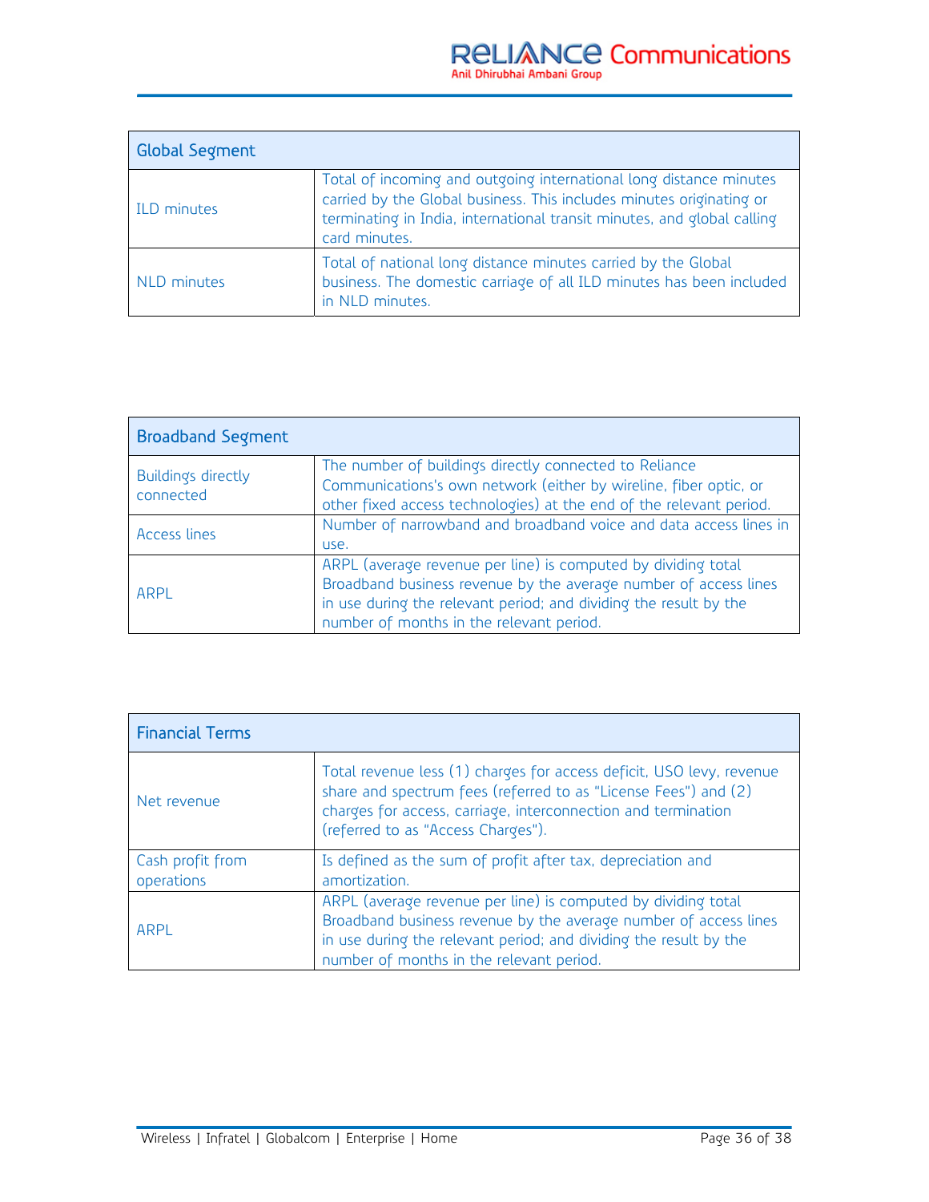| Global Segment | |
|---|---|
| ILD minutes | Total of incoming and outgoing international long distance minutes carried by the Global business. This includes minutes originating or terminating in India, international transit minutes, and global calling card minutes. |
| NLD minutes | Total of national long distance minutes carried by the Global business. The domestic carriage of all ILD minutes has been included in NLD minutes. |

| Broadband Segment | |
|---|---|
| Buildings directly connected | The number of buildings directly connected to Reliance Communications's own network (either by wireline, fiber optic, or other fixed access technologies) at the end of the relevant period. |
| Access lines | Number of narrowband and broadband voice and data access lines in use. |
| ARPL | ARPL (average revenue per line) is computed by dividing total Broadband business revenue by the average number of access lines in use during the relevant period; and dividing the result by the number of months in the relevant period. |

| Financial Terms | |
|---|---|
| Net revenue | Total revenue less (1) charges for access deficit, USO levy, revenue share and spectrum fees (referred to as "License Fees") and (2) charges for access, carriage, interconnection and termination (referred to as "Access Charges"). |
| Cash profit from operations | Is defined as the sum of profit after tax, depreciation and amortization. |
| ARPL | ARPL (average revenue per line) is computed by dividing total Broadband business revenue by the average number of access lines in use during the relevant period; and dividing the result by the number of months in the relevant period. |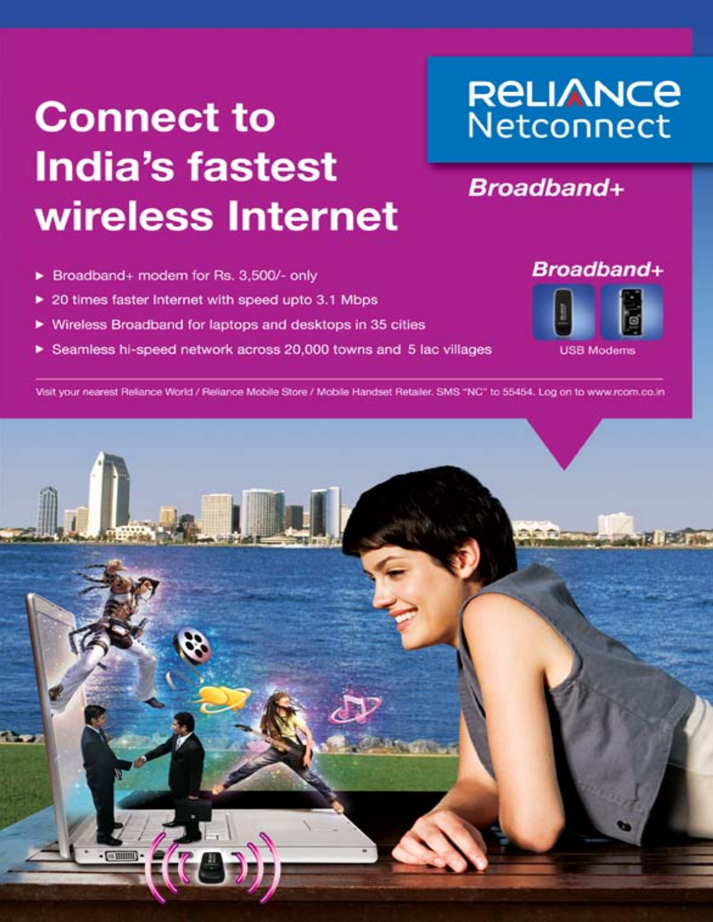# Connect to India's fastest wireless Internet

**RELIANCE Netconnect**

***Broadband+***

- Broadband+ modem for Rs. 3,500/- only
- 20 times faster Internet with speed upto 3.1 Mbps
- Wireless Broadband for laptops and desktops in 35 cities
- Seamless hi-speed network across 20,000 towns and 5 lac villages

***Broadband+***

USB Modems

Visit your nearest Reliance World / Reliance Mobile Store / Mobile Handset Retailer. SMS "NC" to 55454. Log on to www.rcom.co.in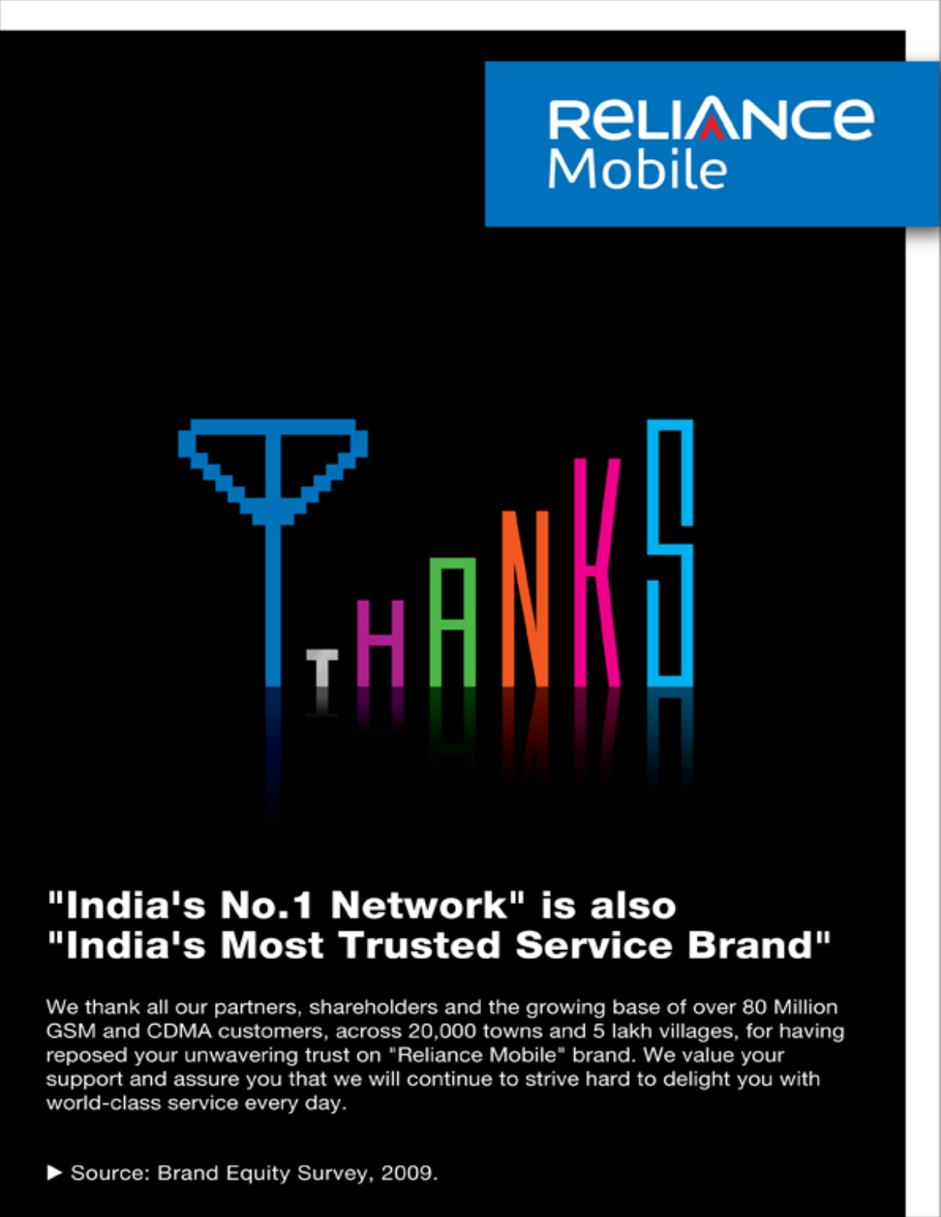RELIANCE Mobile

THANKS

## "India's No.1 Network" is also "India's Most Trusted Service Brand"

We thank all our partners, shareholders and the growing base of over 80 Million GSM and CDMA customers, across 20,000 towns and 5 lakh villages, for having reposed your unwavering trust on "Reliance Mobile" brand. We value your support and assure you that we will continue to strive hard to delight you with world-class service every day.

▶ Source: Brand Equity Survey, 2009.